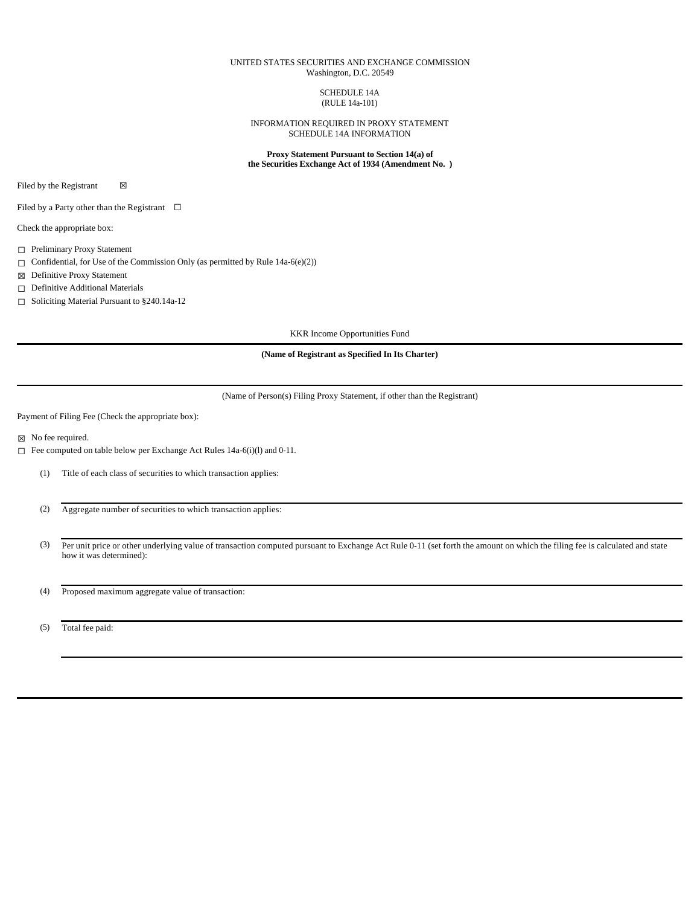UNITED STATES SECURITIES AND EXCHANGE COMMISSION
Washington, D.C. 20549

SCHEDULE 14A
(RULE 14a-101)

INFORMATION REQUIRED IN PROXY STATEMENT
SCHEDULE 14A INFORMATION

**Proxy Statement Pursuant to Section 14(a) of the Securities Exchange Act of 1934 (Amendment No. )**

Filed by the Registrant ☒

Filed by a Party other than the Registrant ☐

Check the appropriate box:

☐ Preliminary Proxy Statement

☐ Confidential, for Use of the Commission Only (as permitted by Rule 14a-6(e)(2))

☒ Definitive Proxy Statement

☐ Definitive Additional Materials

☐ Soliciting Material Pursuant to §240.14a-12

KKR Income Opportunities Fund

**(Name of Registrant as Specified In Its Charter)**

(Name of Person(s) Filing Proxy Statement, if other than the Registrant)

Payment of Filing Fee (Check the appropriate box):

☒ No fee required.

☐ Fee computed on table below per Exchange Act Rules 14a-6(i)(l) and 0-11.

(1) Title of each class of securities to which transaction applies:

(2) Aggregate number of securities to which transaction applies:

(3) Per unit price or other underlying value of transaction computed pursuant to Exchange Act Rule 0-11 (set forth the amount on which the filing fee is calculated and state how it was determined):

(4) Proposed maximum aggregate value of transaction:

(5) Total fee paid: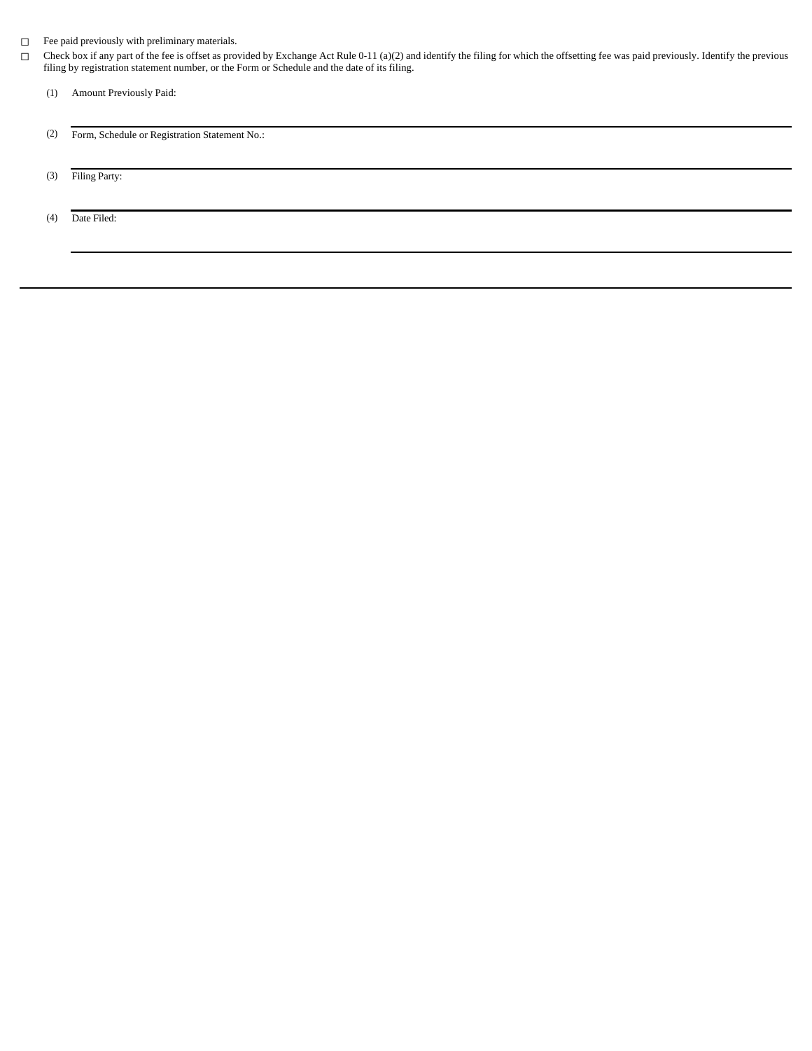- ☐ Fee paid previously with preliminary materials.
- ☐ Check box if any part of the fee is offset as provided by Exchange Act Rule 0-11 (a)(2) and identify the filing for which the offsetting fee was paid previously. Identify the previous filing by registration statement number, or the Form or Schedule and the date of its filing.

  (1) Amount Previously Paid:

  ---

  (2) Form, Schedule or Registration Statement No.:

  ---

  (3) Filing Party:

  ---

  (4) Date Filed:

  ---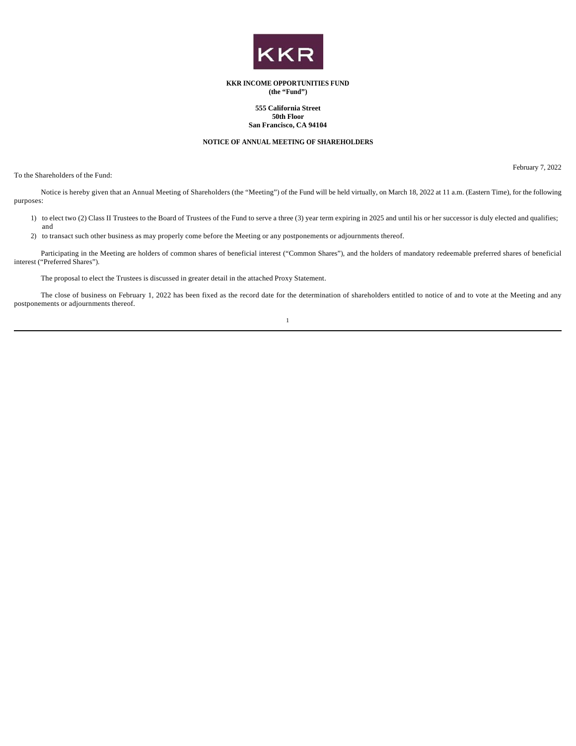**KKR INCOME OPPORTUNITIES FUND**
**(the "Fund")**

**555 California Street**
**50th Floor**
**San Francisco, CA 94104**

**NOTICE OF ANNUAL MEETING OF SHAREHOLDERS**

February 7, 2022

To the Shareholders of the Fund:

Notice is hereby given that an Annual Meeting of Shareholders (the "Meeting") of the Fund will be held virtually, on March 18, 2022 at 11 a.m. (Eastern Time), for the following purposes:

1) to elect two (2) Class II Trustees to the Board of Trustees of the Fund to serve a three (3) year term expiring in 2025 and until his or her successor is duly elected and qualifies; and
2) to transact such other business as may properly come before the Meeting or any postponements or adjournments thereof.

Participating in the Meeting are holders of common shares of beneficial interest ("Common Shares"), and the holders of mandatory redeemable preferred shares of beneficial interest ("Preferred Shares").

The proposal to elect the Trustees is discussed in greater detail in the attached Proxy Statement.

The close of business on February 1, 2022 has been fixed as the record date for the determination of shareholders entitled to notice of and to vote at the Meeting and any postponements or adjournments thereof.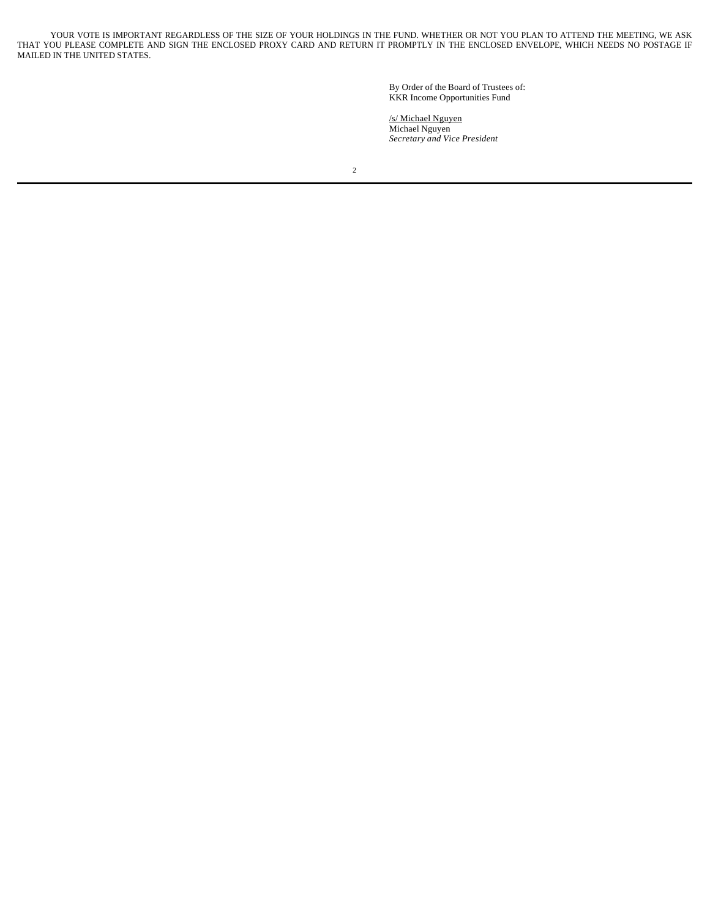YOUR VOTE IS IMPORTANT REGARDLESS OF THE SIZE OF YOUR HOLDINGS IN THE FUND. WHETHER OR NOT YOU PLAN TO ATTEND THE MEETING, WE ASK THAT YOU PLEASE COMPLETE AND SIGN THE ENCLOSED PROXY CARD AND RETURN IT PROMPTLY IN THE ENCLOSED ENVELOPE, WHICH NEEDS NO POSTAGE IF MAILED IN THE UNITED STATES.

By Order of the Board of Trustees of:
KKR Income Opportunities Fund

/s/ Michael Nguyen
Michael Nguyen
*Secretary and Vice President*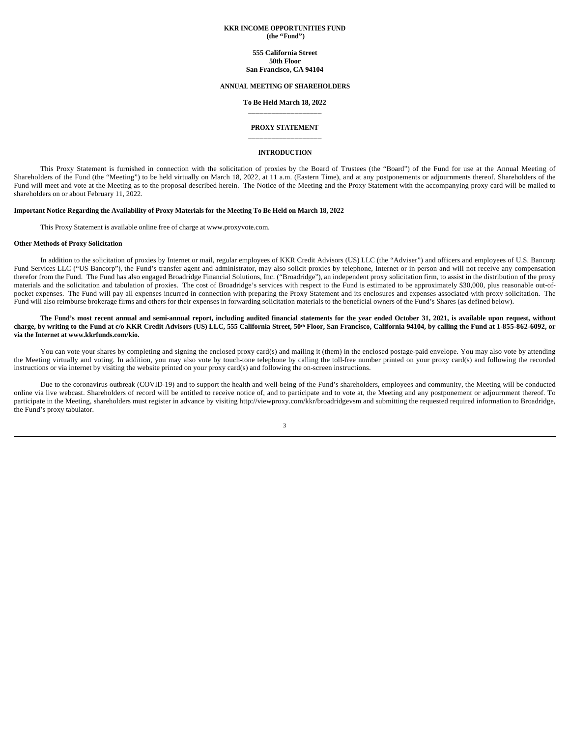**KKR INCOME OPPORTUNITIES FUND**
**(the "Fund")**

**555 California Street**
**50th Floor**
**San Francisco, CA 94104**

**ANNUAL MEETING OF SHAREHOLDERS**

**To Be Held March 18, 2022**

---

**PROXY STATEMENT**

---

## INTRODUCTION

This Proxy Statement is furnished in connection with the solicitation of proxies by the Board of Trustees (the "Board") of the Fund for use at the Annual Meeting of Shareholders of the Fund (the "Meeting") to be held virtually on March 18, 2022, at 11 a.m. (Eastern Time), and at any postponements or adjournments thereof. Shareholders of the Fund will meet and vote at the Meeting as to the proposal described herein. The Notice of the Meeting and the Proxy Statement with the accompanying proxy card will be mailed to shareholders on or about February 11, 2022.

**Important Notice Regarding the Availability of Proxy Materials for the Meeting To Be Held on March 18, 2022**

This Proxy Statement is available online free of charge at www.proxyvote.com.

**Other Methods of Proxy Solicitation**

In addition to the solicitation of proxies by Internet or mail, regular employees of KKR Credit Advisors (US) LLC (the "Adviser") and officers and employees of U.S. Bancorp Fund Services LLC ("US Bancorp"), the Fund's transfer agent and administrator, may also solicit proxies by telephone, Internet or in person and will not receive any compensation therefor from the Fund. The Fund has also engaged Broadridge Financial Solutions, Inc. ("Broadridge"), an independent proxy solicitation firm, to assist in the distribution of the proxy materials and the solicitation and tabulation of proxies. The cost of Broadridge's services with respect to the Fund is estimated to be approximately $30,000, plus reasonable out-of-pocket expenses. The Fund will pay all expenses incurred in connection with preparing the Proxy Statement and its enclosures and expenses associated with proxy solicitation. The Fund will also reimburse brokerage firms and others for their expenses in forwarding solicitation materials to the beneficial owners of the Fund's Shares (as defined below).

**The Fund's most recent annual and semi-annual report, including audited financial statements for the year ended October 31, 2021, is available upon request, without charge, by writing to the Fund at c/o KKR Credit Advisors (US) LLC, 555 California Street, 50th Floor, San Francisco, California 94104, by calling the Fund at 1-855-862-6092, or via the Internet at www.kkrfunds.com/kio.**

You can vote your shares by completing and signing the enclosed proxy card(s) and mailing it (them) in the enclosed postage-paid envelope. You may also vote by attending the Meeting virtually and voting. In addition, you may also vote by touch-tone telephone by calling the toll-free number printed on your proxy card(s) and following the recorded instructions or via internet by visiting the website printed on your proxy card(s) and following the on-screen instructions.

Due to the coronavirus outbreak (COVID-19) and to support the health and well-being of the Fund's shareholders, employees and community, the Meeting will be conducted online via live webcast. Shareholders of record will be entitled to receive notice of, and to participate and to vote at, the Meeting and any postponement or adjournment thereof. To participate in the Meeting, shareholders must register in advance by visiting http://viewproxy.com/kkr/broadridgevsm and submitting the requested required information to Broadridge, the Fund's proxy tabulator.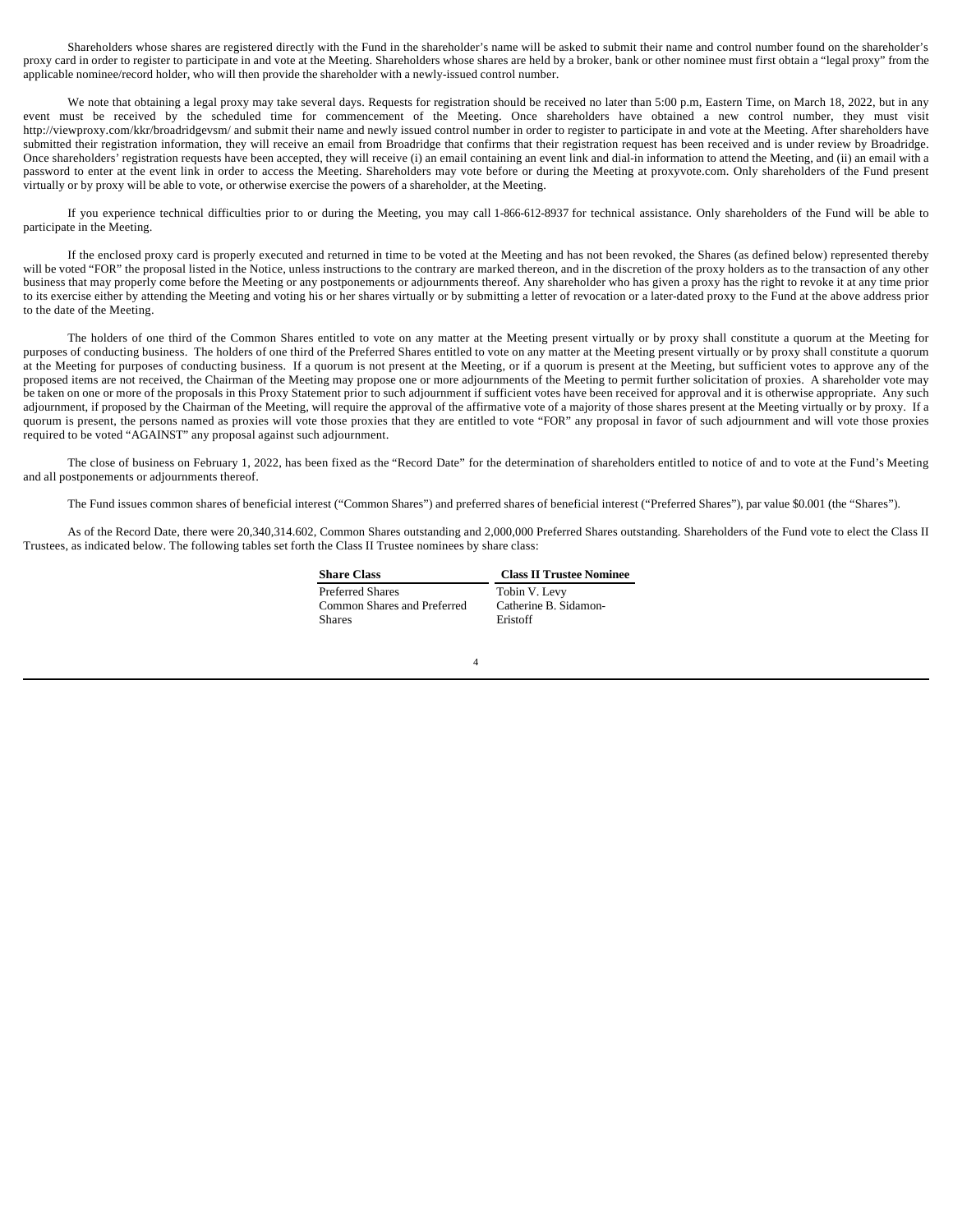Shareholders whose shares are registered directly with the Fund in the shareholder's name will be asked to submit their name and control number found on the shareholder's proxy card in order to register to participate in and vote at the Meeting. Shareholders whose shares are held by a broker, bank or other nominee must first obtain a "legal proxy" from the applicable nominee/record holder, who will then provide the shareholder with a newly-issued control number.

We note that obtaining a legal proxy may take several days. Requests for registration should be received no later than 5:00 p.m, Eastern Time, on March 18, 2022, but in any event must be received by the scheduled time for commencement of the Meeting. Once shareholders have obtained a new control number, they must visit http://viewproxy.com/kkr/broadridgevsm/ and submit their name and newly issued control number in order to register to participate in and vote at the Meeting. After shareholders have submitted their registration information, they will receive an email from Broadridge that confirms that their registration request has been received and is under review by Broadridge. Once shareholders' registration requests have been accepted, they will receive (i) an email containing an event link and dial-in information to attend the Meeting, and (ii) an email with a password to enter at the event link in order to access the Meeting. Shareholders may vote before or during the Meeting at proxyvote.com. Only shareholders of the Fund present virtually or by proxy will be able to vote, or otherwise exercise the powers of a shareholder, at the Meeting.

If you experience technical difficulties prior to or during the Meeting, you may call 1-866-612-8937 for technical assistance. Only shareholders of the Fund will be able to participate in the Meeting.

If the enclosed proxy card is properly executed and returned in time to be voted at the Meeting and has not been revoked, the Shares (as defined below) represented thereby will be voted "FOR" the proposal listed in the Notice, unless instructions to the contrary are marked thereon, and in the discretion of the proxy holders as to the transaction of any other business that may properly come before the Meeting or any postponements or adjournments thereof. Any shareholder who has given a proxy has the right to revoke it at any time prior to its exercise either by attending the Meeting and voting his or her shares virtually or by submitting a letter of revocation or a later-dated proxy to the Fund at the above address prior to the date of the Meeting.

The holders of one third of the Common Shares entitled to vote on any matter at the Meeting present virtually or by proxy shall constitute a quorum at the Meeting for purposes of conducting business. The holders of one third of the Preferred Shares entitled to vote on any matter at the Meeting present virtually or by proxy shall constitute a quorum at the Meeting for purposes of conducting business. If a quorum is not present at the Meeting, or if a quorum is present at the Meeting, but sufficient votes to approve any of the proposed items are not received, the Chairman of the Meeting may propose one or more adjournments of the Meeting to permit further solicitation of proxies. A shareholder vote may be taken on one or more of the proposals in this Proxy Statement prior to such adjournment if sufficient votes have been received for approval and it is otherwise appropriate. Any such adjournment, if proposed by the Chairman of the Meeting, will require the approval of the affirmative vote of a majority of those shares present at the Meeting virtually or by proxy. If a quorum is present, the persons named as proxies will vote those proxies that they are entitled to vote "FOR" any proposal in favor of such adjournment and will vote those proxies required to be voted "AGAINST" any proposal against such adjournment.

The close of business on February 1, 2022, has been fixed as the "Record Date" for the determination of shareholders entitled to notice of and to vote at the Fund's Meeting and all postponements or adjournments thereof.

The Fund issues common shares of beneficial interest ("Common Shares") and preferred shares of beneficial interest ("Preferred Shares"), par value $0.001 (the "Shares").

As of the Record Date, there were 20,340,314.602, Common Shares outstanding and 2,000,000 Preferred Shares outstanding. Shareholders of the Fund vote to elect the Class II Trustees, as indicated below. The following tables set forth the Class II Trustee nominees by share class:

| **Share Class** | **Class II Trustee Nominee** |
|---|---|
| Preferred Shares | Tobin V. Levy |
| Common Shares and Preferred Shares | Catherine B. Sidamon-Eristoff |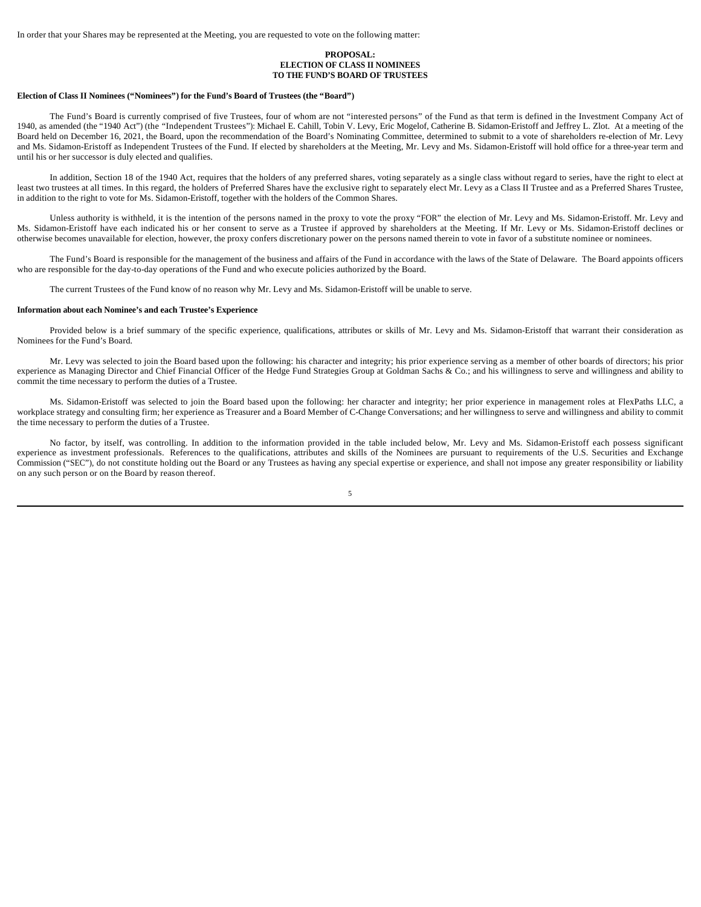In order that your Shares may be represented at the Meeting, you are requested to vote on the following matter:

**PROPOSAL:**
**ELECTION OF CLASS II NOMINEES**
**TO THE FUND'S BOARD OF TRUSTEES**

**Election of Class II Nominees ("Nominees") for the Fund's Board of Trustees (the "Board")**

The Fund's Board is currently comprised of five Trustees, four of whom are not "interested persons" of the Fund as that term is defined in the Investment Company Act of 1940, as amended (the "1940 Act") (the "Independent Trustees"): Michael E. Cahill, Tobin V. Levy, Eric Mogelof, Catherine B. Sidamon-Eristoff and Jeffrey L. Zlot. At a meeting of the Board held on December 16, 2021, the Board, upon the recommendation of the Board's Nominating Committee, determined to submit to a vote of shareholders re-election of Mr. Levy and Ms. Sidamon-Eristoff as Independent Trustees of the Fund. If elected by shareholders at the Meeting, Mr. Levy and Ms. Sidamon-Eristoff will hold office for a three-year term and until his or her successor is duly elected and qualifies.

In addition, Section 18 of the 1940 Act, requires that the holders of any preferred shares, voting separately as a single class without regard to series, have the right to elect at least two trustees at all times. In this regard, the holders of Preferred Shares have the exclusive right to separately elect Mr. Levy as a Class II Trustee and as a Preferred Shares Trustee, in addition to the right to vote for Ms. Sidamon-Eristoff, together with the holders of the Common Shares.

Unless authority is withheld, it is the intention of the persons named in the proxy to vote the proxy "FOR" the election of Mr. Levy and Ms. Sidamon-Eristoff. Mr. Levy and Ms. Sidamon-Eristoff have each indicated his or her consent to serve as a Trustee if approved by shareholders at the Meeting. If Mr. Levy or Ms. Sidamon-Eristoff declines or otherwise becomes unavailable for election, however, the proxy confers discretionary power on the persons named therein to vote in favor of a substitute nominee or nominees.

The Fund's Board is responsible for the management of the business and affairs of the Fund in accordance with the laws of the State of Delaware. The Board appoints officers who are responsible for the day-to-day operations of the Fund and who execute policies authorized by the Board.

The current Trustees of the Fund know of no reason why Mr. Levy and Ms. Sidamon-Eristoff will be unable to serve.

**Information about each Nominee's and each Trustee's Experience**

Provided below is a brief summary of the specific experience, qualifications, attributes or skills of Mr. Levy and Ms. Sidamon-Eristoff that warrant their consideration as Nominees for the Fund's Board.

Mr. Levy was selected to join the Board based upon the following: his character and integrity; his prior experience serving as a member of other boards of directors; his prior experience as Managing Director and Chief Financial Officer of the Hedge Fund Strategies Group at Goldman Sachs & Co.; and his willingness to serve and willingness and ability to commit the time necessary to perform the duties of a Trustee.

Ms. Sidamon-Eristoff was selected to join the Board based upon the following: her character and integrity; her prior experience in management roles at FlexPaths LLC, a workplace strategy and consulting firm; her experience as Treasurer and a Board Member of C-Change Conversations; and her willingness to serve and willingness and ability to commit the time necessary to perform the duties of a Trustee.

No factor, by itself, was controlling. In addition to the information provided in the table included below, Mr. Levy and Ms. Sidamon-Eristoff each possess significant experience as investment professionals. References to the qualifications, attributes and skills of the Nominees are pursuant to requirements of the U.S. Securities and Exchange Commission ("SEC"), do not constitute holding out the Board or any Trustees as having any special expertise or experience, and shall not impose any greater responsibility or liability on any such person or on the Board by reason thereof.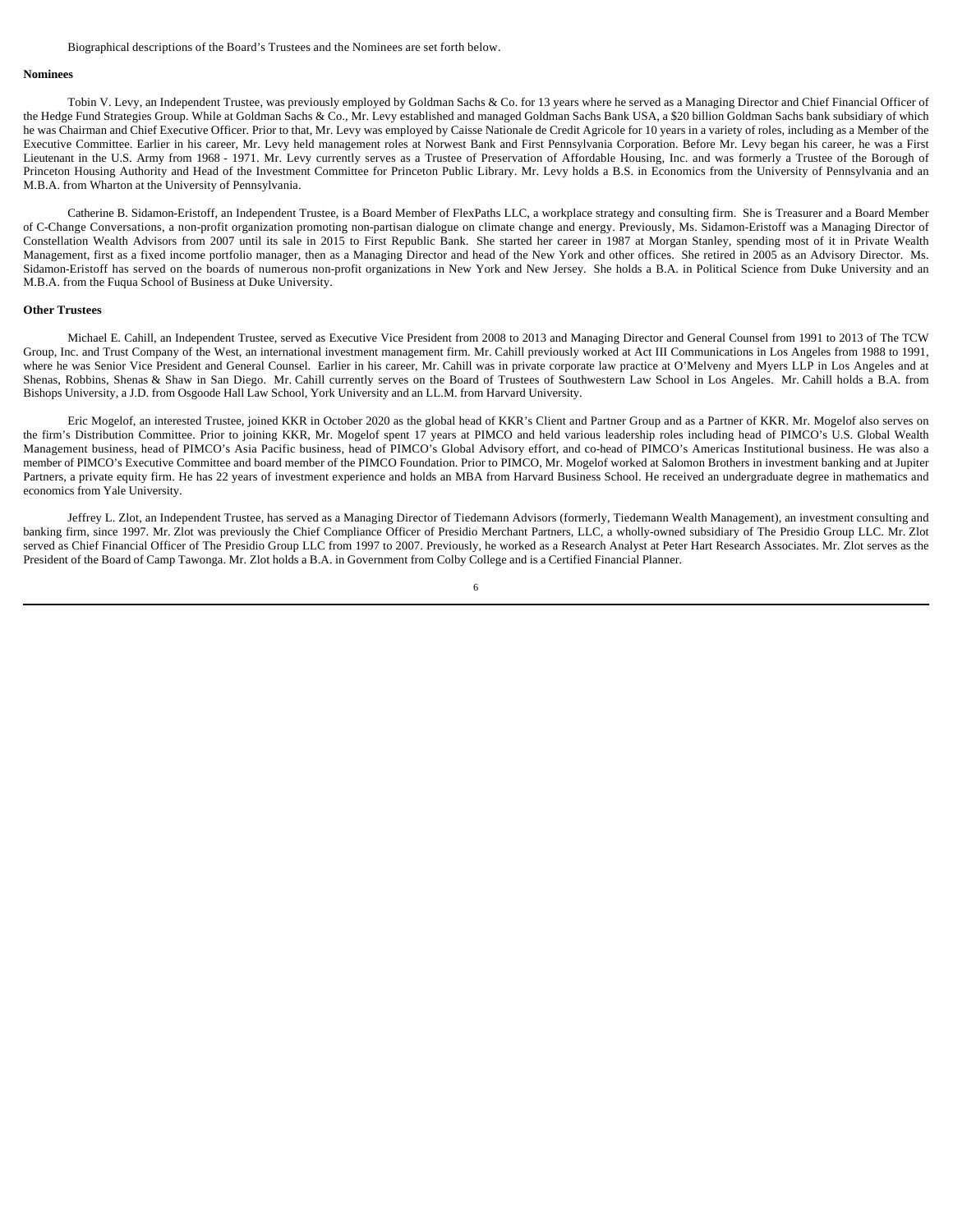Biographical descriptions of the Board's Trustees and the Nominees are set forth below.

**Nominees**

Tobin V. Levy, an Independent Trustee, was previously employed by Goldman Sachs & Co. for 13 years where he served as a Managing Director and Chief Financial Officer of the Hedge Fund Strategies Group. While at Goldman Sachs & Co., Mr. Levy established and managed Goldman Sachs Bank USA, a $20 billion Goldman Sachs bank subsidiary of which he was Chairman and Chief Executive Officer. Prior to that, Mr. Levy was employed by Caisse Nationale de Credit Agricole for 10 years in a variety of roles, including as a Member of the Executive Committee. Earlier in his career, Mr. Levy held management roles at Norwest Bank and First Pennsylvania Corporation. Before Mr. Levy began his career, he was a First Lieutenant in the U.S. Army from 1968 - 1971. Mr. Levy currently serves as a Trustee of Preservation of Affordable Housing, Inc. and was formerly a Trustee of the Borough of Princeton Housing Authority and Head of the Investment Committee for Princeton Public Library. Mr. Levy holds a B.S. in Economics from the University of Pennsylvania and an M.B.A. from Wharton at the University of Pennsylvania.

Catherine B. Sidamon-Eristoff, an Independent Trustee, is a Board Member of FlexPaths LLC, a workplace strategy and consulting firm. She is Treasurer and a Board Member of C-Change Conversations, a non-profit organization promoting non-partisan dialogue on climate change and energy. Previously, Ms. Sidamon-Eristoff was a Managing Director of Constellation Wealth Advisors from 2007 until its sale in 2015 to First Republic Bank. She started her career in 1987 at Morgan Stanley, spending most of it in Private Wealth Management, first as a fixed income portfolio manager, then as a Managing Director and head of the New York and other offices. She retired in 2005 as an Advisory Director. Ms. Sidamon-Eristoff has served on the boards of numerous non-profit organizations in New York and New Jersey. She holds a B.A. in Political Science from Duke University and an M.B.A. from the Fuqua School of Business at Duke University.

**Other Trustees**

Michael E. Cahill, an Independent Trustee, served as Executive Vice President from 2008 to 2013 and Managing Director and General Counsel from 1991 to 2013 of The TCW Group, Inc. and Trust Company of the West, an international investment management firm. Mr. Cahill previously worked at Act III Communications in Los Angeles from 1988 to 1991, where he was Senior Vice President and General Counsel. Earlier in his career, Mr. Cahill was in private corporate law practice at O'Melveny and Myers LLP in Los Angeles and at Shenas, Robbins, Shenas & Shaw in San Diego. Mr. Cahill currently serves on the Board of Trustees of Southwestern Law School in Los Angeles. Mr. Cahill holds a B.A. from Bishops University, a J.D. from Osgoode Hall Law School, York University and an LL.M. from Harvard University.

Eric Mogelof, an interested Trustee, joined KKR in October 2020 as the global head of KKR's Client and Partner Group and as a Partner of KKR. Mr. Mogelof also serves on the firm's Distribution Committee. Prior to joining KKR, Mr. Mogelof spent 17 years at PIMCO and held various leadership roles including head of PIMCO's U.S. Global Wealth Management business, head of PIMCO's Asia Pacific business, head of PIMCO's Global Advisory effort, and co-head of PIMCO's Americas Institutional business. He was also a member of PIMCO's Executive Committee and board member of the PIMCO Foundation. Prior to PIMCO, Mr. Mogelof worked at Salomon Brothers in investment banking and at Jupiter Partners, a private equity firm. He has 22 years of investment experience and holds an MBA from Harvard Business School. He received an undergraduate degree in mathematics and economics from Yale University.

Jeffrey L. Zlot, an Independent Trustee, has served as a Managing Director of Tiedemann Advisors (formerly, Tiedemann Wealth Management), an investment consulting and banking firm, since 1997. Mr. Zlot was previously the Chief Compliance Officer of Presidio Merchant Partners, LLC, a wholly-owned subsidiary of The Presidio Group LLC. Mr. Zlot served as Chief Financial Officer of The Presidio Group LLC from 1997 to 2007. Previously, he worked as a Research Analyst at Peter Hart Research Associates. Mr. Zlot serves as the President of the Board of Camp Tawonga. Mr. Zlot holds a B.A. in Government from Colby College and is a Certified Financial Planner.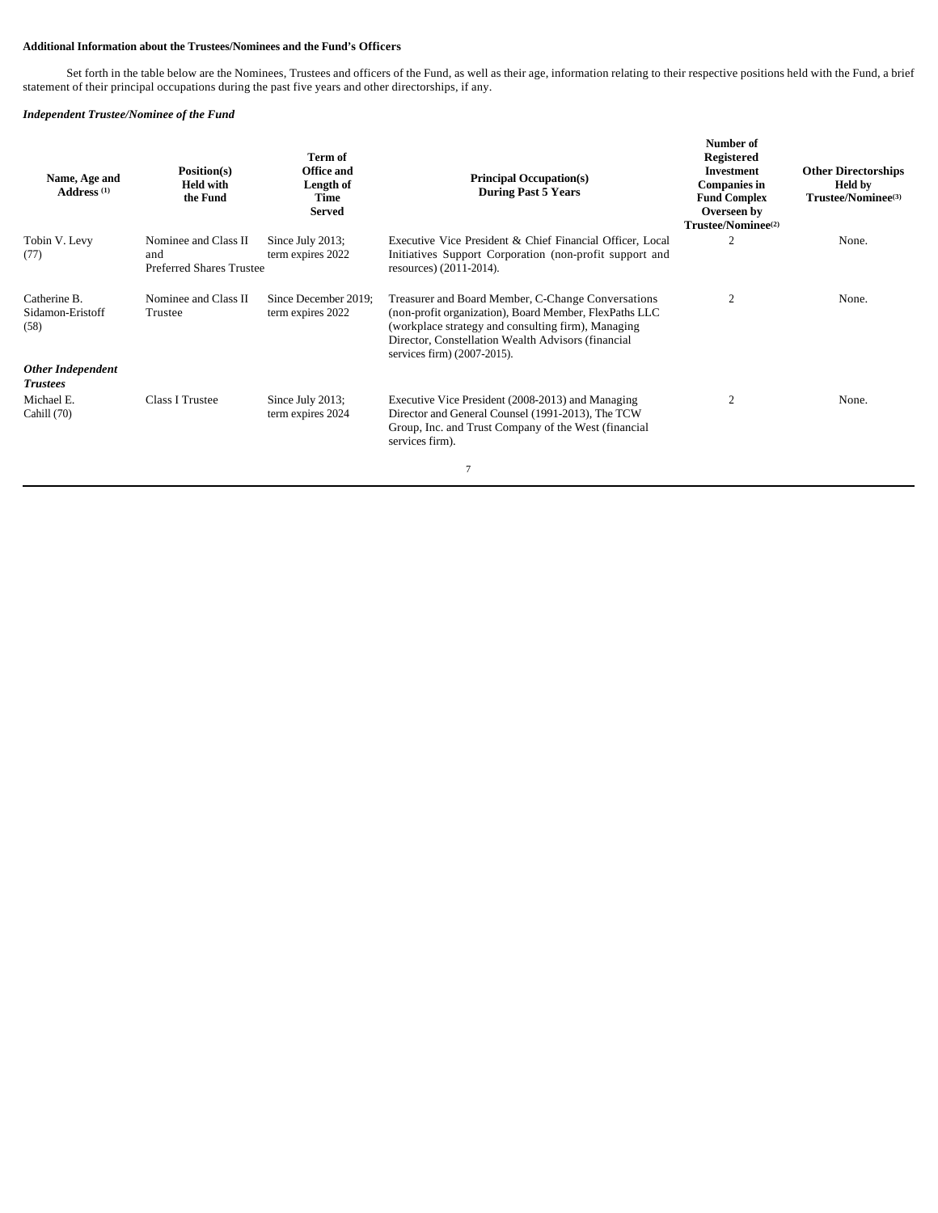#### Additional Information about the Trustees/Nominees and the Fund's Officers

Set forth in the table below are the Nominees, Trustees and officers of the Fund, as well as their age, information relating to their respective positions held with the Fund, a brief statement of their principal occupations during the past five years and other directorships, if any.

***Independent Trustee/Nominee of the Fund***

| Name, Age and Address [(1)] | Position(s) Held with the Fund | Term of Office and Length of Time Served | Principal Occupation(s) During Past 5 Years | Number of Registered Investment Companies in Fund Complex Overseen by Trustee/Nominee[(2)] | Other Directorships Held by Trustee/Nominee[(3)] |
|---|---|---|---|---|---|
| Tobin V. Levy (77) | Nominee and Class II and Preferred Shares Trustee | Since July 2013; term expires 2022 | Executive Vice President & Chief Financial Officer, Local Initiatives Support Corporation (non-profit support and resources) (2011-2014). | 2 | None. |
| Catherine B. Sidamon-Eristoff (58) | Nominee and Class II Trustee | Since December 2019; term expires 2022 | Treasurer and Board Member, C-Change Conversations (non-profit organization), Board Member, FlexPaths LLC (workplace strategy and consulting firm), Managing Director, Constellation Wealth Advisors (financial services firm) (2007-2015). | 2 | None. |
| ***Other Independent Trustees*** | | | | | |
| Michael E. Cahill (70) | Class I Trustee | Since July 2013; term expires 2024 | Executive Vice President (2008-2013) and Managing Director and General Counsel (1991-2013), The TCW Group, Inc. and Trust Company of the West (financial services firm). | 2 | None. |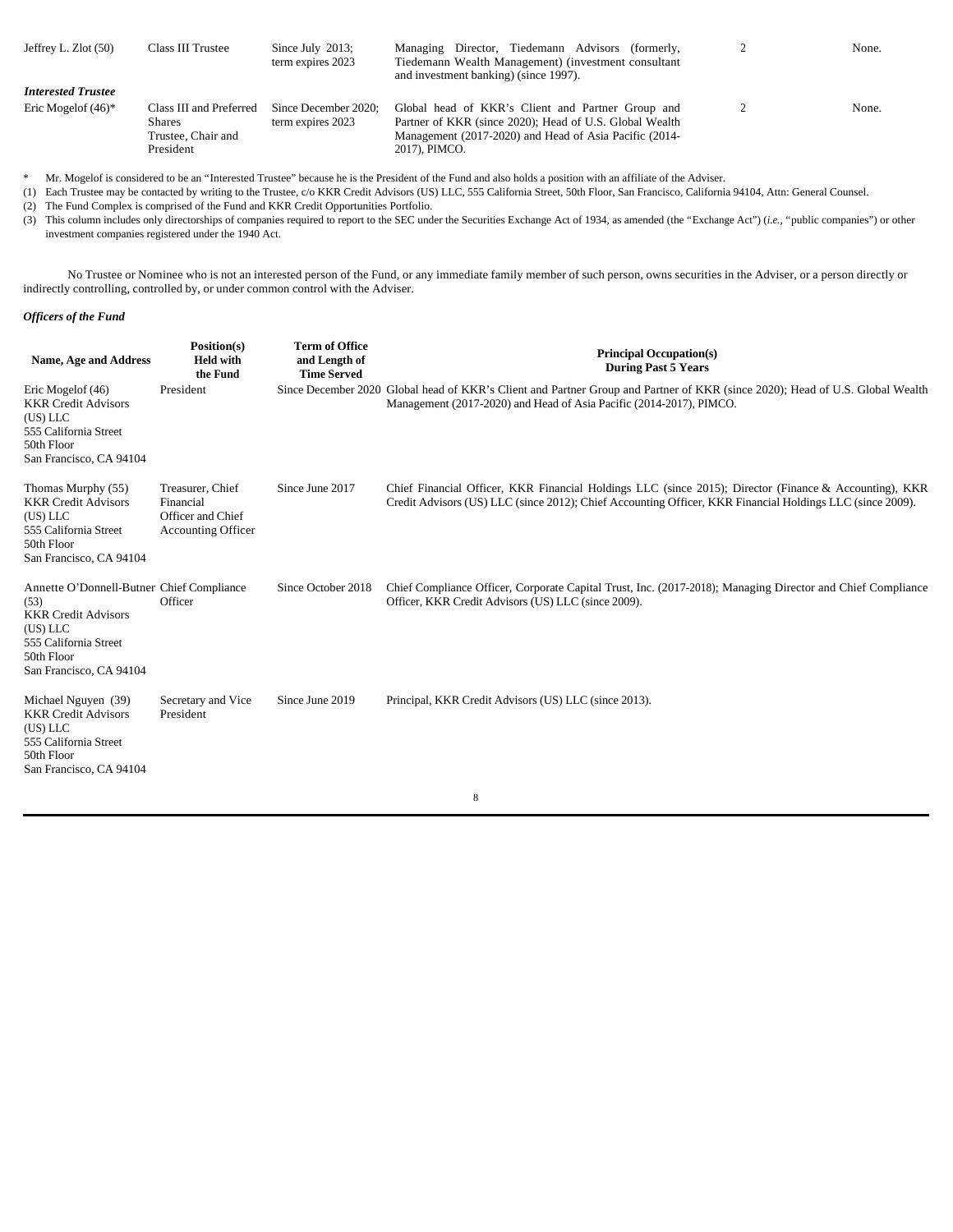| | | | | | |
|---|---|---|---|---|---|
| Jeffrey L. Zlot (50) | Class III Trustee | Since July 2013; term expires 2023 | Managing Director, Tiedemann Advisors (formerly, Tiedemann Wealth Management) (investment consultant and investment banking) (since 1997). | 2 | None. |
| ***Interested Trustee*** | | | | | |
| Eric Mogelof (46)* | Class III and Preferred Shares Trustee, Chair and President | Since December 2020; term expires 2023 | Global head of KKR's Client and Partner Group and Partner of KKR (since 2020); Head of U.S. Global Wealth Management (2017-2020) and Head of Asia Pacific (2014-2017), PIMCO. | 2 | None. |

\* Mr. Mogelof is considered to be an "Interested Trustee" because he is the President of the Fund and also holds a position with an affiliate of the Adviser.

(1) Each Trustee may be contacted by writing to the Trustee, c/o KKR Credit Advisors (US) LLC, 555 California Street, 50th Floor, San Francisco, California 94104, Attn: General Counsel.

(2) The Fund Complex is comprised of the Fund and KKR Credit Opportunities Portfolio.

(3) This column includes only directorships of companies required to report to the SEC under the Securities Exchange Act of 1934, as amended (the "Exchange Act") (*i.e.*, "public companies") or other investment companies registered under the 1940 Act.

No Trustee or Nominee who is not an interested person of the Fund, or any immediate family member of such person, owns securities in the Adviser, or a person directly or indirectly controlling, controlled by, or under common control with the Adviser.

***Officers of the Fund***

| Name, Age and Address | Position(s) Held with the Fund | Term of Office and Length of Time Served | Principal Occupation(s) During Past 5 Years |
|---|---|---|---|
| Eric Mogelof (46) KKR Credit Advisors (US) LLC 555 California Street 50th Floor San Francisco, CA 94104 | President | Since December 2020 | Global head of KKR's Client and Partner Group and Partner of KKR (since 2020); Head of U.S. Global Wealth Management (2017-2020) and Head of Asia Pacific (2014-2017), PIMCO. |
| Thomas Murphy (55) KKR Credit Advisors (US) LLC 555 California Street 50th Floor San Francisco, CA 94104 | Treasurer, Chief Financial Officer and Chief Accounting Officer | Since June 2017 | Chief Financial Officer, KKR Financial Holdings LLC (since 2015); Director (Finance & Accounting), KKR Credit Advisors (US) LLC (since 2012); Chief Accounting Officer, KKR Financial Holdings LLC (since 2009). |
| Annette O'Donnell-Butner (53) KKR Credit Advisors (US) LLC 555 California Street 50th Floor San Francisco, CA 94104 | Chief Compliance Officer | Since October 2018 | Chief Compliance Officer, Corporate Capital Trust, Inc. (2017-2018); Managing Director and Chief Compliance Officer, KKR Credit Advisors (US) LLC (since 2009). |
| Michael Nguyen (39) KKR Credit Advisors (US) LLC 555 California Street 50th Floor San Francisco, CA 94104 | Secretary and Vice President | Since June 2019 | Principal, KKR Credit Advisors (US) LLC (since 2013). |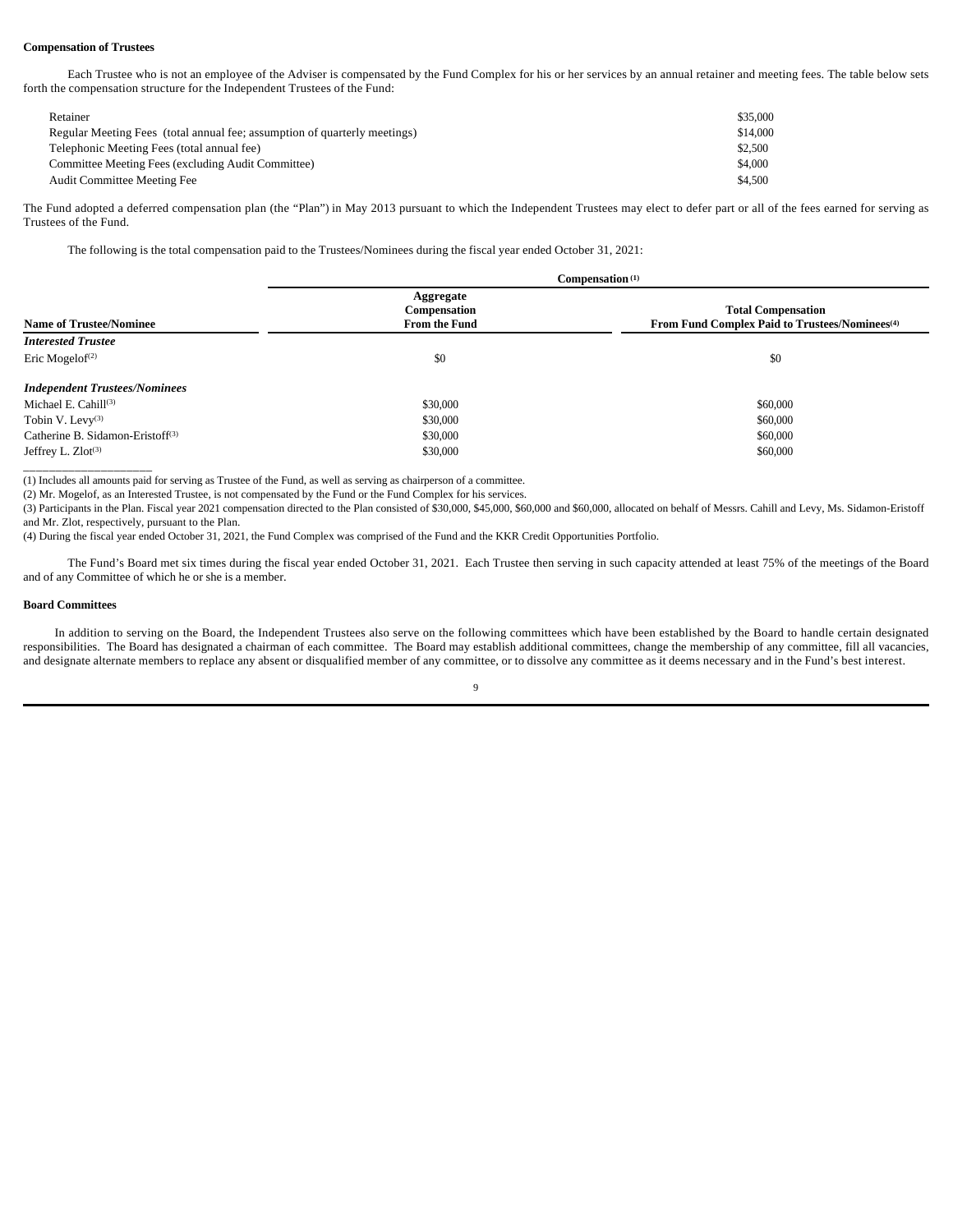**Compensation of Trustees**

Each Trustee who is not an employee of the Adviser is compensated by the Fund Complex for his or her services by an annual retainer and meeting fees. The table below sets forth the compensation structure for the Independent Trustees of the Fund:

| | |
|---|---|
| Retainer | $35,000 |
| Regular Meeting Fees (total annual fee; assumption of quarterly meetings) | $14,000 |
| Telephonic Meeting Fees (total annual fee) | $2,500 |
| Committee Meeting Fees (excluding Audit Committee) | $4,000 |
| Audit Committee Meeting Fee | $4,500 |

The Fund adopted a deferred compensation plan (the "Plan") in May 2013 pursuant to which the Independent Trustees may elect to defer part or all of the fees earned for serving as Trustees of the Fund.

The following is the total compensation paid to the Trustees/Nominees during the fiscal year ended October 31, 2021:

| | Compensation [(1)] | |
|---|---|---|
| **Name of Trustee/Nominee** | **Aggregate Compensation From the Fund** | **Total Compensation From Fund Complex Paid to Trustees/Nominees[(4)]** |
| ***Interested Trustee*** | | |
| Eric Mogelof[(2)] | $0 | $0 |
| ***Independent Trustees/Nominees*** | | |
| Michael E. Cahill[(3)] | $30,000 | $60,000 |
| Tobin V. Levy[(3)] | $30,000 | $60,000 |
| Catherine B. Sidamon-Eristoff[(3)] | $30,000 | $60,000 |
| Jeffrey L. Zlot[(3)] | $30,000 | $60,000 |

(1) Includes all amounts paid for serving as Trustee of the Fund, as well as serving as chairperson of a committee.

(2) Mr. Mogelof, as an Interested Trustee, is not compensated by the Fund or the Fund Complex for his services.

(3) Participants in the Plan. Fiscal year 2021 compensation directed to the Plan consisted of $30,000, $45,000, $60,000 and $60,000, allocated on behalf of Messrs. Cahill and Levy, Ms. Sidamon-Eristoff and Mr. Zlot, respectively, pursuant to the Plan.

(4) During the fiscal year ended October 31, 2021, the Fund Complex was comprised of the Fund and the KKR Credit Opportunities Portfolio.

The Fund's Board met six times during the fiscal year ended October 31, 2021. Each Trustee then serving in such capacity attended at least 75% of the meetings of the Board and of any Committee of which he or she is a member.

**Board Committees**

In addition to serving on the Board, the Independent Trustees also serve on the following committees which have been established by the Board to handle certain designated responsibilities. The Board has designated a chairman of each committee. The Board may establish additional committees, change the membership of any committee, fill all vacancies, and designate alternate members to replace any absent or disqualified member of any committee, or to dissolve any committee as it deems necessary and in the Fund's best interest.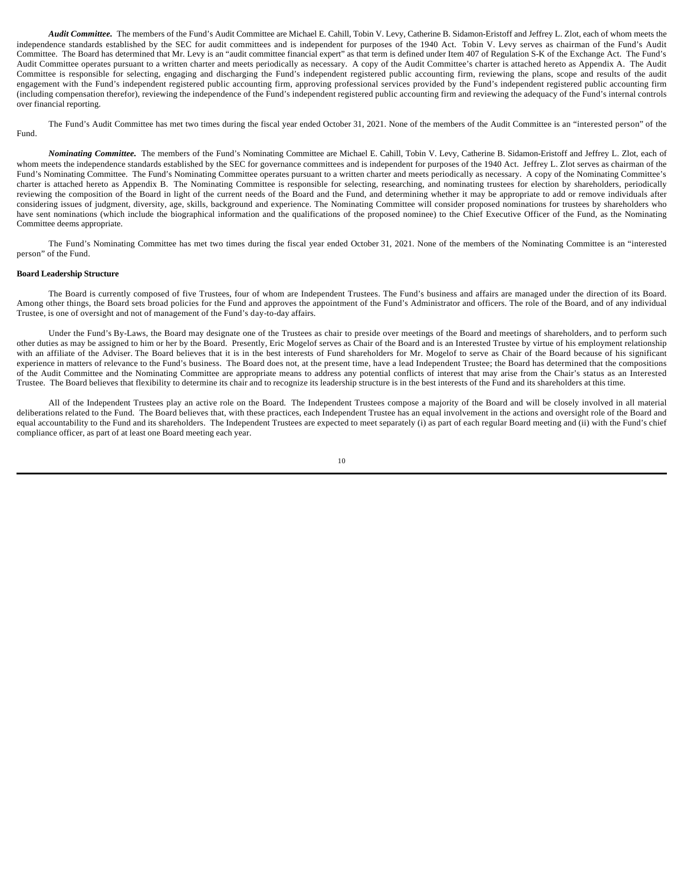***Audit Committee.*** The members of the Fund's Audit Committee are Michael E. Cahill, Tobin V. Levy, Catherine B. Sidamon-Eristoff and Jeffrey L. Zlot, each of whom meets the independence standards established by the SEC for audit committees and is independent for purposes of the 1940 Act. Tobin V. Levy serves as chairman of the Fund's Audit Committee. The Board has determined that Mr. Levy is an "audit committee financial expert" as that term is defined under Item 407 of Regulation S-K of the Exchange Act. The Fund's Audit Committee operates pursuant to a written charter and meets periodically as necessary. A copy of the Audit Committee's charter is attached hereto as Appendix A. The Audit Committee is responsible for selecting, engaging and discharging the Fund's independent registered public accounting firm, reviewing the plans, scope and results of the audit engagement with the Fund's independent registered public accounting firm, approving professional services provided by the Fund's independent registered public accounting firm (including compensation therefor), reviewing the independence of the Fund's independent registered public accounting firm and reviewing the adequacy of the Fund's internal controls over financial reporting.

The Fund's Audit Committee has met two times during the fiscal year ended October 31, 2021. None of the members of the Audit Committee is an "interested person" of the Fund.

***Nominating Committee.*** The members of the Fund's Nominating Committee are Michael E. Cahill, Tobin V. Levy, Catherine B. Sidamon-Eristoff and Jeffrey L. Zlot, each of whom meets the independence standards established by the SEC for governance committees and is independent for purposes of the 1940 Act. Jeffrey L. Zlot serves as chairman of the Fund's Nominating Committee. The Fund's Nominating Committee operates pursuant to a written charter and meets periodically as necessary. A copy of the Nominating Committee's charter is attached hereto as Appendix B. The Nominating Committee is responsible for selecting, researching, and nominating trustees for election by shareholders, periodically reviewing the composition of the Board in light of the current needs of the Board and the Fund, and determining whether it may be appropriate to add or remove individuals after considering issues of judgment, diversity, age, skills, background and experience. The Nominating Committee will consider proposed nominations for trustees by shareholders who have sent nominations (which include the biographical information and the qualifications of the proposed nominee) to the Chief Executive Officer of the Fund, as the Nominating Committee deems appropriate.

The Fund's Nominating Committee has met two times during the fiscal year ended October 31, 2021. None of the members of the Nominating Committee is an "interested person" of the Fund.

**Board Leadership Structure**

The Board is currently composed of five Trustees, four of whom are Independent Trustees. The Fund's business and affairs are managed under the direction of its Board. Among other things, the Board sets broad policies for the Fund and approves the appointment of the Fund's Administrator and officers. The role of the Board, and of any individual Trustee, is one of oversight and not of management of the Fund's day-to-day affairs.

Under the Fund's By-Laws, the Board may designate one of the Trustees as chair to preside over meetings of the Board and meetings of shareholders, and to perform such other duties as may be assigned to him or her by the Board. Presently, Eric Mogelof serves as Chair of the Board and is an Interested Trustee by virtue of his employment relationship with an affiliate of the Adviser. The Board believes that it is in the best interests of Fund shareholders for Mr. Mogelof to serve as Chair of the Board because of his significant experience in matters of relevance to the Fund's business. The Board does not, at the present time, have a lead Independent Trustee; the Board has determined that the compositions of the Audit Committee and the Nominating Committee are appropriate means to address any potential conflicts of interest that may arise from the Chair's status as an Interested Trustee. The Board believes that flexibility to determine its chair and to recognize its leadership structure is in the best interests of the Fund and its shareholders at this time.

All of the Independent Trustees play an active role on the Board. The Independent Trustees compose a majority of the Board and will be closely involved in all material deliberations related to the Fund. The Board believes that, with these practices, each Independent Trustee has an equal involvement in the actions and oversight role of the Board and equal accountability to the Fund and its shareholders. The Independent Trustees are expected to meet separately (i) as part of each regular Board meeting and (ii) with the Fund's chief compliance officer, as part of at least one Board meeting each year.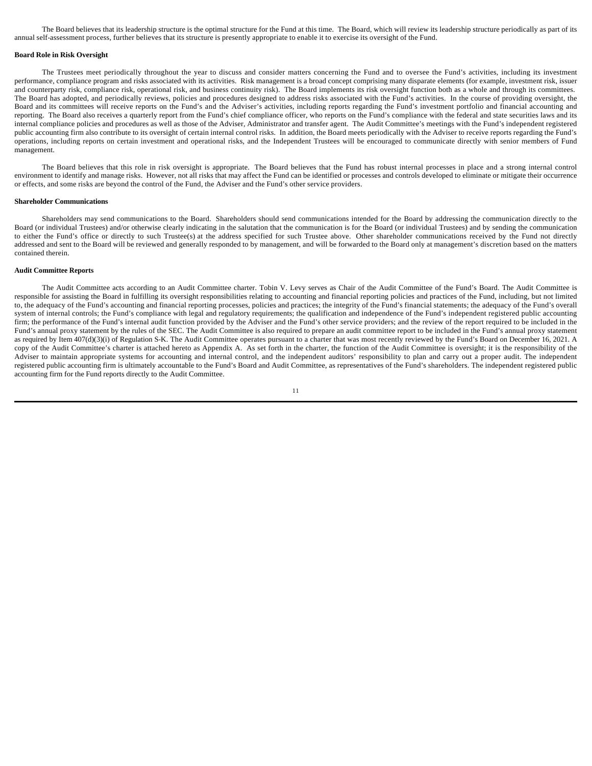The Board believes that its leadership structure is the optimal structure for the Fund at this time. The Board, which will review its leadership structure periodically as part of its annual self-assessment process, further believes that its structure is presently appropriate to enable it to exercise its oversight of the Fund.

**Board Role in Risk Oversight**

The Trustees meet periodically throughout the year to discuss and consider matters concerning the Fund and to oversee the Fund's activities, including its investment performance, compliance program and risks associated with its activities. Risk management is a broad concept comprising many disparate elements (for example, investment risk, issuer and counterparty risk, compliance risk, operational risk, and business continuity risk). The Board implements its risk oversight function both as a whole and through its committees. The Board has adopted, and periodically reviews, policies and procedures designed to address risks associated with the Fund's activities. In the course of providing oversight, the Board and its committees will receive reports on the Fund's and the Adviser's activities, including reports regarding the Fund's investment portfolio and financial accounting and reporting. The Board also receives a quarterly report from the Fund's chief compliance officer, who reports on the Fund's compliance with the federal and state securities laws and its internal compliance policies and procedures as well as those of the Adviser, Administrator and transfer agent. The Audit Committee's meetings with the Fund's independent registered public accounting firm also contribute to its oversight of certain internal control risks. In addition, the Board meets periodically with the Adviser to receive reports regarding the Fund's operations, including reports on certain investment and operational risks, and the Independent Trustees will be encouraged to communicate directly with senior members of Fund management.

The Board believes that this role in risk oversight is appropriate. The Board believes that the Fund has robust internal processes in place and a strong internal control environment to identify and manage risks. However, not all risks that may affect the Fund can be identified or processes and controls developed to eliminate or mitigate their occurrence or effects, and some risks are beyond the control of the Fund, the Adviser and the Fund's other service providers.

**Shareholder Communications**

Shareholders may send communications to the Board. Shareholders should send communications intended for the Board by addressing the communication directly to the Board (or individual Trustees) and/or otherwise clearly indicating in the salutation that the communication is for the Board (or individual Trustees) and by sending the communication to either the Fund's office or directly to such Trustee(s) at the address specified for such Trustee above. Other shareholder communications received by the Fund not directly addressed and sent to the Board will be reviewed and generally responded to by management, and will be forwarded to the Board only at management's discretion based on the matters contained therein.

**Audit Committee Reports**

The Audit Committee acts according to an Audit Committee charter. Tobin V. Levy serves as Chair of the Audit Committee of the Fund's Board. The Audit Committee is responsible for assisting the Board in fulfilling its oversight responsibilities relating to accounting and financial reporting policies and practices of the Fund, including, but not limited to, the adequacy of the Fund's accounting and financial reporting processes, policies and practices; the integrity of the Fund's financial statements; the adequacy of the Fund's overall system of internal controls; the Fund's compliance with legal and regulatory requirements; the qualification and independence of the Fund's independent registered public accounting firm; the performance of the Fund's internal audit function provided by the Adviser and the Fund's other service providers; and the review of the report required to be included in the Fund's annual proxy statement by the rules of the SEC. The Audit Committee is also required to prepare an audit committee report to be included in the Fund's annual proxy statement as required by Item 407(d)(3)(i) of Regulation S-K. The Audit Committee operates pursuant to a charter that was most recently reviewed by the Fund's Board on December 16, 2021. A copy of the Audit Committee's charter is attached hereto as Appendix A. As set forth in the charter, the function of the Audit Committee is oversight; it is the responsibility of the Adviser to maintain appropriate systems for accounting and internal control, and the independent auditors' responsibility to plan and carry out a proper audit. The independent registered public accounting firm is ultimately accountable to the Fund's Board and Audit Committee, as representatives of the Fund's shareholders. The independent registered public accounting firm for the Fund reports directly to the Audit Committee.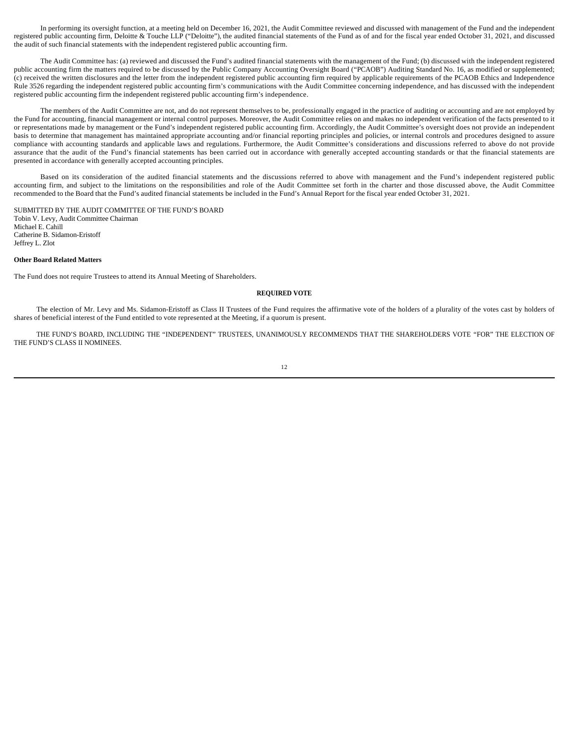In performing its oversight function, at a meeting held on December 16, 2021, the Audit Committee reviewed and discussed with management of the Fund and the independent registered public accounting firm, Deloitte & Touche LLP ("Deloitte"), the audited financial statements of the Fund as of and for the fiscal year ended October 31, 2021, and discussed the audit of such financial statements with the independent registered public accounting firm.

The Audit Committee has: (a) reviewed and discussed the Fund's audited financial statements with the management of the Fund; (b) discussed with the independent registered public accounting firm the matters required to be discussed by the Public Company Accounting Oversight Board ("PCAOB") Auditing Standard No. 16, as modified or supplemented; (c) received the written disclosures and the letter from the independent registered public accounting firm required by applicable requirements of the PCAOB Ethics and Independence Rule 3526 regarding the independent registered public accounting firm's communications with the Audit Committee concerning independence, and has discussed with the independent registered public accounting firm the independent registered public accounting firm's independence.

The members of the Audit Committee are not, and do not represent themselves to be, professionally engaged in the practice of auditing or accounting and are not employed by the Fund for accounting, financial management or internal control purposes. Moreover, the Audit Committee relies on and makes no independent verification of the facts presented to it or representations made by management or the Fund's independent registered public accounting firm. Accordingly, the Audit Committee's oversight does not provide an independent basis to determine that management has maintained appropriate accounting and/or financial reporting principles and policies, or internal controls and procedures designed to assure compliance with accounting standards and applicable laws and regulations. Furthermore, the Audit Committee's considerations and discussions referred to above do not provide assurance that the audit of the Fund's financial statements has been carried out in accordance with generally accepted accounting standards or that the financial statements are presented in accordance with generally accepted accounting principles.

Based on its consideration of the audited financial statements and the discussions referred to above with management and the Fund's independent registered public accounting firm, and subject to the limitations on the responsibilities and role of the Audit Committee set forth in the charter and those discussed above, the Audit Committee recommended to the Board that the Fund's audited financial statements be included in the Fund's Annual Report for the fiscal year ended October 31, 2021.

SUBMITTED BY THE AUDIT COMMITTEE OF THE FUND'S BOARD
Tobin V. Levy, Audit Committee Chairman
Michael E. Cahill
Catherine B. Sidamon-Eristoff
Jeffrey L. Zlot

**Other Board Related Matters**

The Fund does not require Trustees to attend its Annual Meeting of Shareholders.

**REQUIRED VOTE**

The election of Mr. Levy and Ms. Sidamon-Eristoff as Class II Trustees of the Fund requires the affirmative vote of the holders of a plurality of the votes cast by holders of shares of beneficial interest of the Fund entitled to vote represented at the Meeting, if a quorum is present.

THE FUND'S BOARD, INCLUDING THE "INDEPENDENT" TRUSTEES, UNANIMOUSLY RECOMMENDS THAT THE SHAREHOLDERS VOTE "FOR" THE ELECTION OF THE FUND'S CLASS II NOMINEES.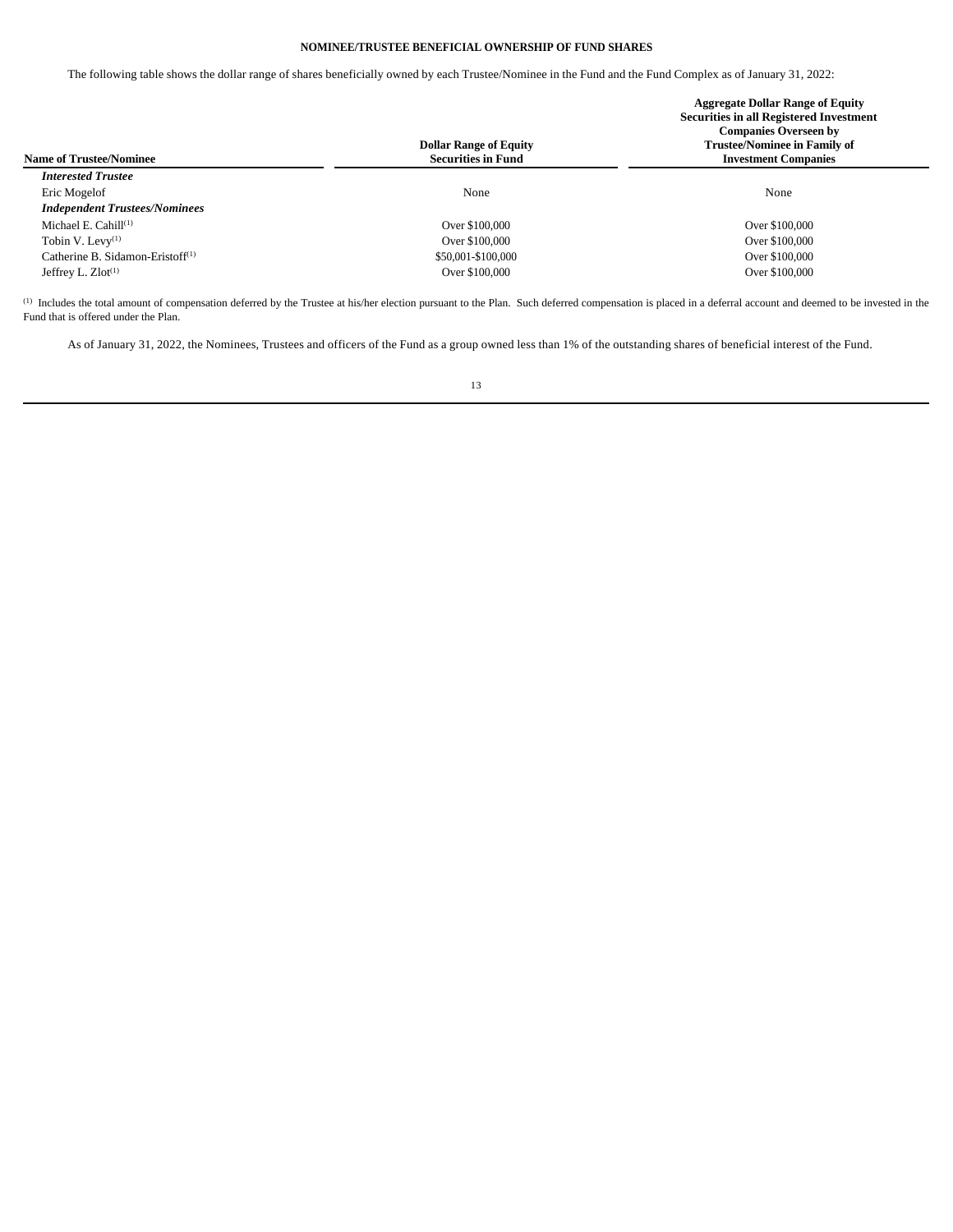## NOMINEE/TRUSTEE BENEFICIAL OWNERSHIP OF FUND SHARES

The following table shows the dollar range of shares beneficially owned by each Trustee/Nominee in the Fund and the Fund Complex as of January 31, 2022:

| Name of Trustee/Nominee | Dollar Range of Equity Securities in Fund | Aggregate Dollar Range of Equity Securities in all Registered Investment Companies Overseen by Trustee/Nominee in Family of Investment Companies |
|---|---|---|
| ***Interested Trustee*** | | |
| Eric Mogelof | None | None |
| ***Independent Trustees/Nominees*** | | |
| Michael E. Cahill[(1)] | Over $100,000 | Over $100,000 |
| Tobin V. Levy[(1)] | Over $100,000 | Over $100,000 |
| Catherine B. Sidamon-Eristoff[(1)] | $50,001-$100,000 | Over $100,000 |
| Jeffrey L. Zlot[(1)] | Over $100,000 | Over $100,000 |

[(1)] Includes the total amount of compensation deferred by the Trustee at his/her election pursuant to the Plan. Such deferred compensation is placed in a deferral account and deemed to be invested in the Fund that is offered under the Plan.

As of January 31, 2022, the Nominees, Trustees and officers of the Fund as a group owned less than 1% of the outstanding shares of beneficial interest of the Fund.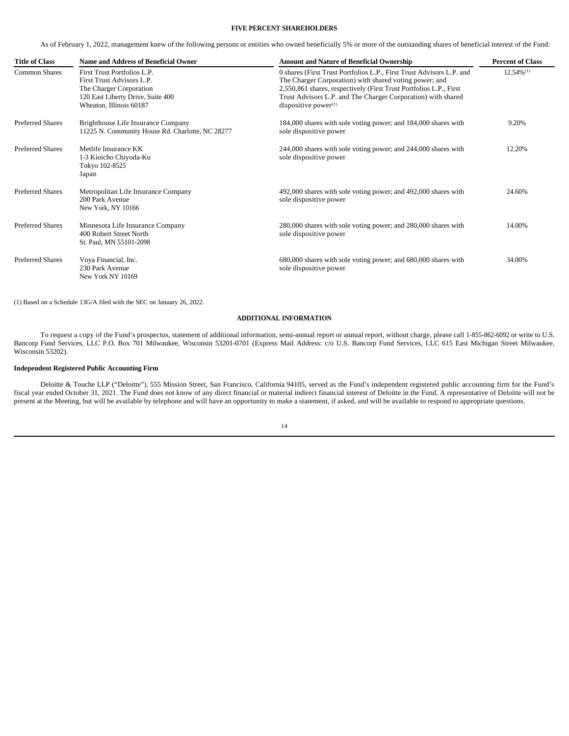## FIVE PERCENT SHAREHOLDERS

As of February 1, 2022, management knew of the following persons or entities who owned beneficially 5% or more of the outstanding shares of beneficial interest of the Fund:

| Title of Class | Name and Address of Beneficial Owner | Amount and Nature of Beneficial Ownership | Percent of Class |
|---|---|---|---|
| Common Shares | First Trust Portfolios L.P.<br>First Trust Advisors L.P.<br>The Charger Corporation<br>120 East Liberty Drive, Suite 400<br>Wheaton, Illinois 60187 | 0 shares (First Trust Portfolios L.P., First Trust Advisors L.P. and The Charger Corporation) with shared voting power; and 2,550,861 shares, respectively (First Trust Portfolios L.P., First Trust Advisors L.P. and The Charger Corporation) with shared dispositive power(1) | 12.54%(1) |
| Preferred Shares | Brighthouse Life Insurance Company<br>11225 N. Community House Rd. Charlotte, NC 28277 | 184,000 shares with sole voting power; and 184,000 shares with sole dispositive power | 9.20% |
| Preferred Shares | Metlife Insurance KK<br>1-3 Kioicho Chiyoda-Ku<br>Tokyo 102-8525<br>Japan | 244,000 shares with sole voting power; and 244,000 shares with sole dispositive power | 12.20% |
| Preferred Shares | Metropolitan Life Insurance Company<br>200 Park Avenue<br>New York, NY 10166 | 492,000 shares with sole voting power; and 492,000 shares with sole dispositive power | 24.60% |
| Preferred Shares | Minnesota Life Insurance Company<br>400 Robert Street North<br>St. Paul, MN 55101-2098 | 280,000 shares with sole voting power; and 280,000 shares with sole dispositive power | 14.00% |
| Preferred Shares | Voya Financial, Inc.<br>230 Park Avenue<br>New York NY 10169 | 680,000 shares with sole voting power; and 680,000 shares with sole dispositive power | 34.00% |

(1) Based on a Schedule 13G/A filed with the SEC on January 26, 2022.

## ADDITIONAL INFORMATION

To request a copy of the Fund's prospectus, statement of additional information, semi-annual report or annual report, without charge, please call 1-855-862-6092 or write to U.S. Bancorp Fund Services, LLC P.O. Box 701 Milwaukee, Wisconsin 53201-0701 (Express Mail Address: c/o U.S. Bancorp Fund Services, LLC 615 East Michigan Street Milwaukee, Wisconsin 53202).

### Independent Registered Public Accounting Firm

Deloitte & Touche LLP ("Deloitte"), 555 Mission Street, San Francisco, California 94105, served as the Fund's independent registered public accounting firm for the Fund's fiscal year ended October 31, 2021. The Fund does not know of any direct financial or material indirect financial interest of Deloitte in the Fund. A representative of Deloitte will not be present at the Meeting, but will be available by telephone and will have an opportunity to make a statement, if asked, and will be available to respond to appropriate questions.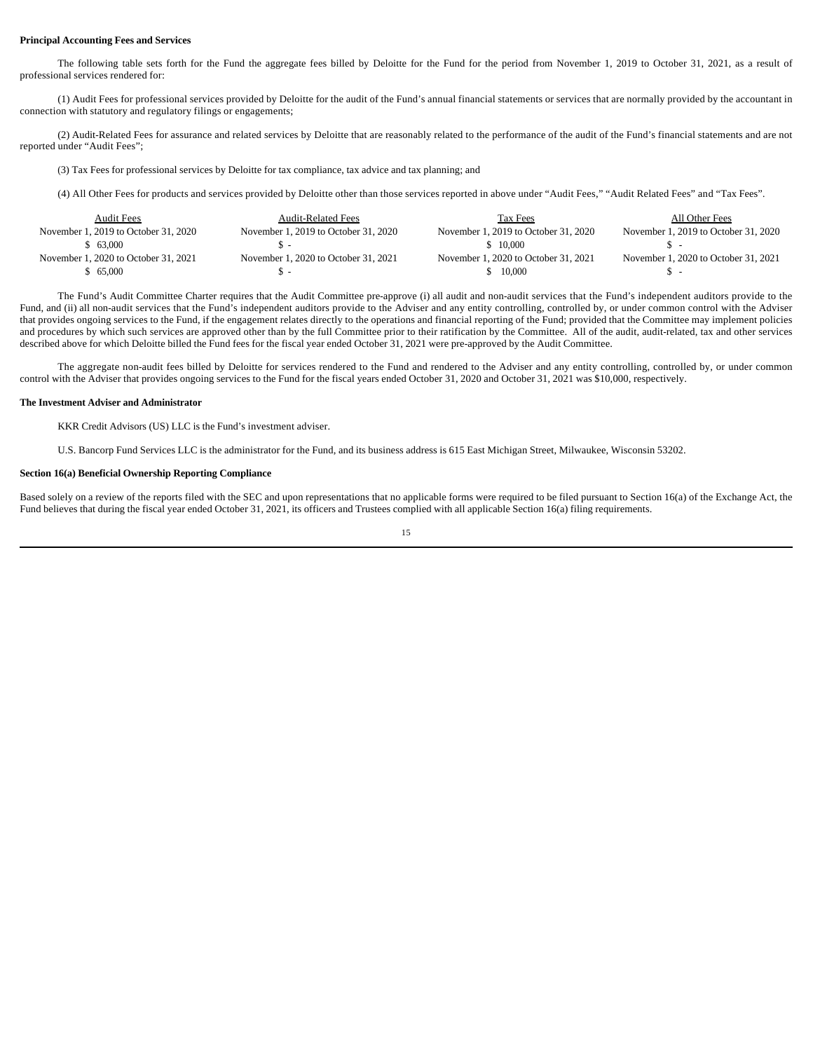**Principal Accounting Fees and Services**

The following table sets forth for the Fund the aggregate fees billed by Deloitte for the Fund for the period from November 1, 2019 to October 31, 2021, as a result of professional services rendered for:

(1) Audit Fees for professional services provided by Deloitte for the audit of the Fund's annual financial statements or services that are normally provided by the accountant in connection with statutory and regulatory filings or engagements;

(2) Audit-Related Fees for assurance and related services by Deloitte that are reasonably related to the performance of the audit of the Fund's financial statements and are not reported under "Audit Fees";

(3) Tax Fees for professional services by Deloitte for tax compliance, tax advice and tax planning; and

(4) All Other Fees for products and services provided by Deloitte other than those services reported in above under "Audit Fees," "Audit Related Fees" and "Tax Fees".

| Audit Fees | Audit-Related Fees | Tax Fees | All Other Fees |
|---|---|---|---|
| November 1, 2019 to October 31, 2020 | November 1, 2019 to October 31, 2020 | November 1, 2019 to October 31, 2020 | November 1, 2019 to October 31, 2020 |
| $ 63,000 | $ - | $ 10,000 | $ - |
| November 1, 2020 to October 31, 2021 | November 1, 2020 to October 31, 2021 | November 1, 2020 to October 31, 2021 | November 1, 2020 to October 31, 2021 |
| $ 65,000 | $ - | $ 10,000 | $ - |

The Fund's Audit Committee Charter requires that the Audit Committee pre-approve (i) all audit and non-audit services that the Fund's independent auditors provide to the Fund, and (ii) all non-audit services that the Fund's independent auditors provide to the Adviser and any entity controlling, controlled by, or under common control with the Adviser that provides ongoing services to the Fund, if the engagement relates directly to the operations and financial reporting of the Fund; provided that the Committee may implement policies and procedures by which such services are approved other than by the full Committee prior to their ratification by the Committee. All of the audit, audit-related, tax and other services described above for which Deloitte billed the Fund fees for the fiscal year ended October 31, 2021 were pre-approved by the Audit Committee.

The aggregate non-audit fees billed by Deloitte for services rendered to the Fund and rendered to the Adviser and any entity controlling, controlled by, or under common control with the Adviser that provides ongoing services to the Fund for the fiscal years ended October 31, 2020 and October 31, 2021 was $10,000, respectively.

**The Investment Adviser and Administrator**

KKR Credit Advisors (US) LLC is the Fund's investment adviser.

U.S. Bancorp Fund Services LLC is the administrator for the Fund, and its business address is 615 East Michigan Street, Milwaukee, Wisconsin 53202.

**Section 16(a) Beneficial Ownership Reporting Compliance**

Based solely on a review of the reports filed with the SEC and upon representations that no applicable forms were required to be filed pursuant to Section 16(a) of the Exchange Act, the Fund believes that during the fiscal year ended October 31, 2021, its officers and Trustees complied with all applicable Section 16(a) filing requirements.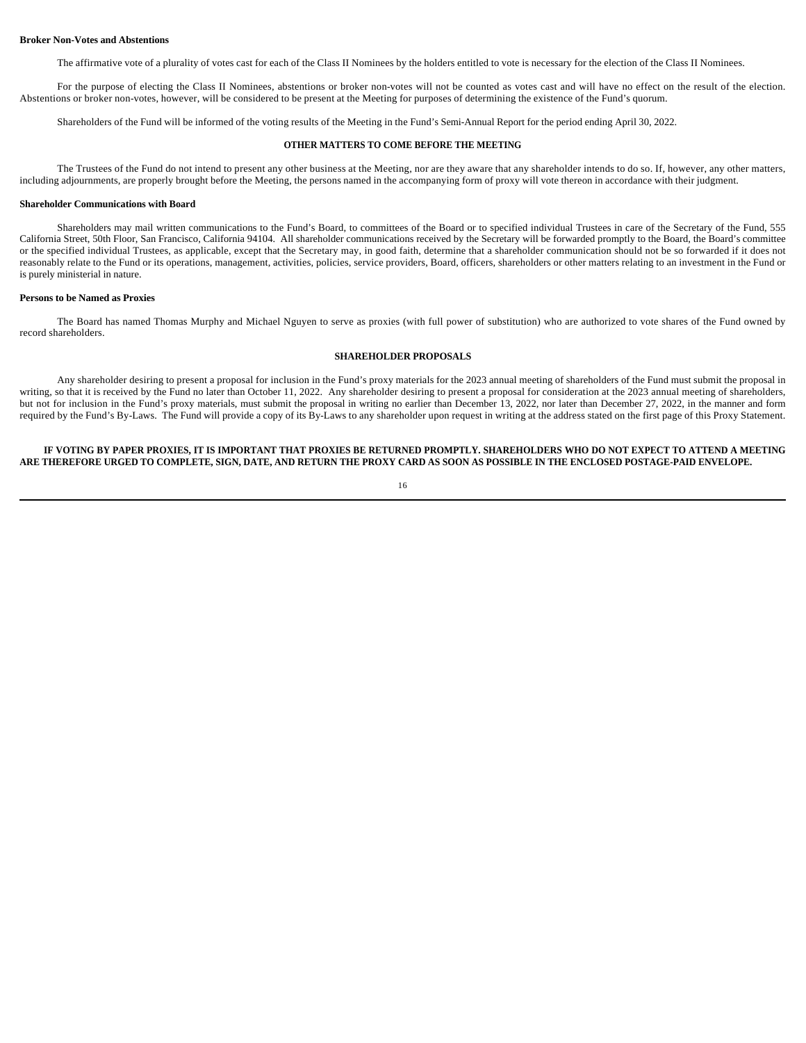**Broker Non-Votes and Abstentions**

The affirmative vote of a plurality of votes cast for each of the Class II Nominees by the holders entitled to vote is necessary for the election of the Class II Nominees.

For the purpose of electing the Class II Nominees, abstentions or broker non-votes will not be counted as votes cast and will have no effect on the result of the election. Abstentions or broker non-votes, however, will be considered to be present at the Meeting for purposes of determining the existence of the Fund's quorum.

Shareholders of the Fund will be informed of the voting results of the Meeting in the Fund's Semi-Annual Report for the period ending April 30, 2022.

## OTHER MATTERS TO COME BEFORE THE MEETING

The Trustees of the Fund do not intend to present any other business at the Meeting, nor are they aware that any shareholder intends to do so. If, however, any other matters, including adjournments, are properly brought before the Meeting, the persons named in the accompanying form of proxy will vote thereon in accordance with their judgment.

**Shareholder Communications with Board**

Shareholders may mail written communications to the Fund's Board, to committees of the Board or to specified individual Trustees in care of the Secretary of the Fund, 555 California Street, 50th Floor, San Francisco, California 94104. All shareholder communications received by the Secretary will be forwarded promptly to the Board, the Board's committee or the specified individual Trustees, as applicable, except that the Secretary may, in good faith, determine that a shareholder communication should not be so forwarded if it does not reasonably relate to the Fund or its operations, management, activities, policies, service providers, Board, officers, shareholders or other matters relating to an investment in the Fund or is purely ministerial in nature.

**Persons to be Named as Proxies**

The Board has named Thomas Murphy and Michael Nguyen to serve as proxies (with full power of substitution) who are authorized to vote shares of the Fund owned by record shareholders.

## SHAREHOLDER PROPOSALS

Any shareholder desiring to present a proposal for inclusion in the Fund's proxy materials for the 2023 annual meeting of shareholders of the Fund must submit the proposal in writing, so that it is received by the Fund no later than October 11, 2022. Any shareholder desiring to present a proposal for consideration at the 2023 annual meeting of shareholders, but not for inclusion in the Fund's proxy materials, must submit the proposal in writing no earlier than December 13, 2022, nor later than December 27, 2022, in the manner and form required by the Fund's By-Laws. The Fund will provide a copy of its By-Laws to any shareholder upon request in writing at the address stated on the first page of this Proxy Statement.

**IF VOTING BY PAPER PROXIES, IT IS IMPORTANT THAT PROXIES BE RETURNED PROMPTLY. SHAREHOLDERS WHO DO NOT EXPECT TO ATTEND A MEETING ARE THEREFORE URGED TO COMPLETE, SIGN, DATE, AND RETURN THE PROXY CARD AS SOON AS POSSIBLE IN THE ENCLOSED POSTAGE-PAID ENVELOPE.**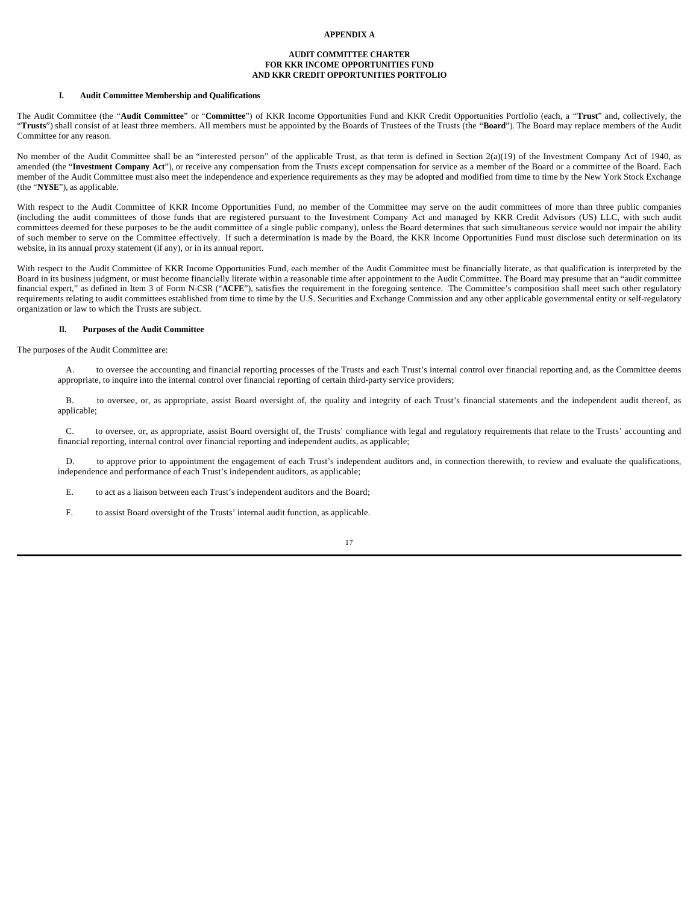# APPENDIX A

## AUDIT COMMITTEE CHARTER FOR KKR INCOME OPPORTUNITIES FUND AND KKR CREDIT OPPORTUNITIES PORTFOLIO

### I. Audit Committee Membership and Qualifications

The Audit Committee (the "**Audit Committee**" or "**Committee**") of KKR Income Opportunities Fund and KKR Credit Opportunities Portfolio (each, a "**Trust**" and, collectively, the "**Trusts**") shall consist of at least three members. All members must be appointed by the Boards of Trustees of the Trusts (the "**Board**"). The Board may replace members of the Audit Committee for any reason.

No member of the Audit Committee shall be an "interested person" of the applicable Trust, as that term is defined in Section 2(a)(19) of the Investment Company Act of 1940, as amended (the "**Investment Company Act**"), or receive any compensation from the Trusts except compensation for service as a member of the Board or a committee of the Board. Each member of the Audit Committee must also meet the independence and experience requirements as they may be adopted and modified from time to time by the New York Stock Exchange (the "**NYSE**"), as applicable.

With respect to the Audit Committee of KKR Income Opportunities Fund, no member of the Committee may serve on the audit committees of more than three public companies (including the audit committees of those funds that are registered pursuant to the Investment Company Act and managed by KKR Credit Advisors (US) LLC, with such audit committees deemed for these purposes to be the audit committee of a single public company), unless the Board determines that such simultaneous service would not impair the ability of such member to serve on the Committee effectively. If such a determination is made by the Board, the KKR Income Opportunities Fund must disclose such determination on its website, in its annual proxy statement (if any), or in its annual report.

With respect to the Audit Committee of KKR Income Opportunities Fund, each member of the Audit Committee must be financially literate, as that qualification is interpreted by the Board in its business judgment, or must become financially literate within a reasonable time after appointment to the Audit Committee. The Board may presume that an "audit committee financial expert," as defined in Item 3 of Form N-CSR ("**ACFE**"), satisfies the requirement in the foregoing sentence. The Committee's composition shall meet such other regulatory requirements relating to audit committees established from time to time by the U.S. Securities and Exchange Commission and any other applicable governmental entity or self-regulatory organization or law to which the Trusts are subject.

### II. Purposes of the Audit Committee

The purposes of the Audit Committee are:

A. to oversee the accounting and financial reporting processes of the Trusts and each Trust's internal control over financial reporting and, as the Committee deems appropriate, to inquire into the internal control over financial reporting of certain third-party service providers;

B. to oversee, or, as appropriate, assist Board oversight of, the quality and integrity of each Trust's financial statements and the independent audit thereof, as applicable;

C. to oversee, or, as appropriate, assist Board oversight of, the Trusts' compliance with legal and regulatory requirements that relate to the Trusts' accounting and financial reporting, internal control over financial reporting and independent audits, as applicable;

D. to approve prior to appointment the engagement of each Trust's independent auditors and, in connection therewith, to review and evaluate the qualifications, independence and performance of each Trust's independent auditors, as applicable;

E. to act as a liaison between each Trust's independent auditors and the Board;

F. to assist Board oversight of the Trusts' internal audit function, as applicable.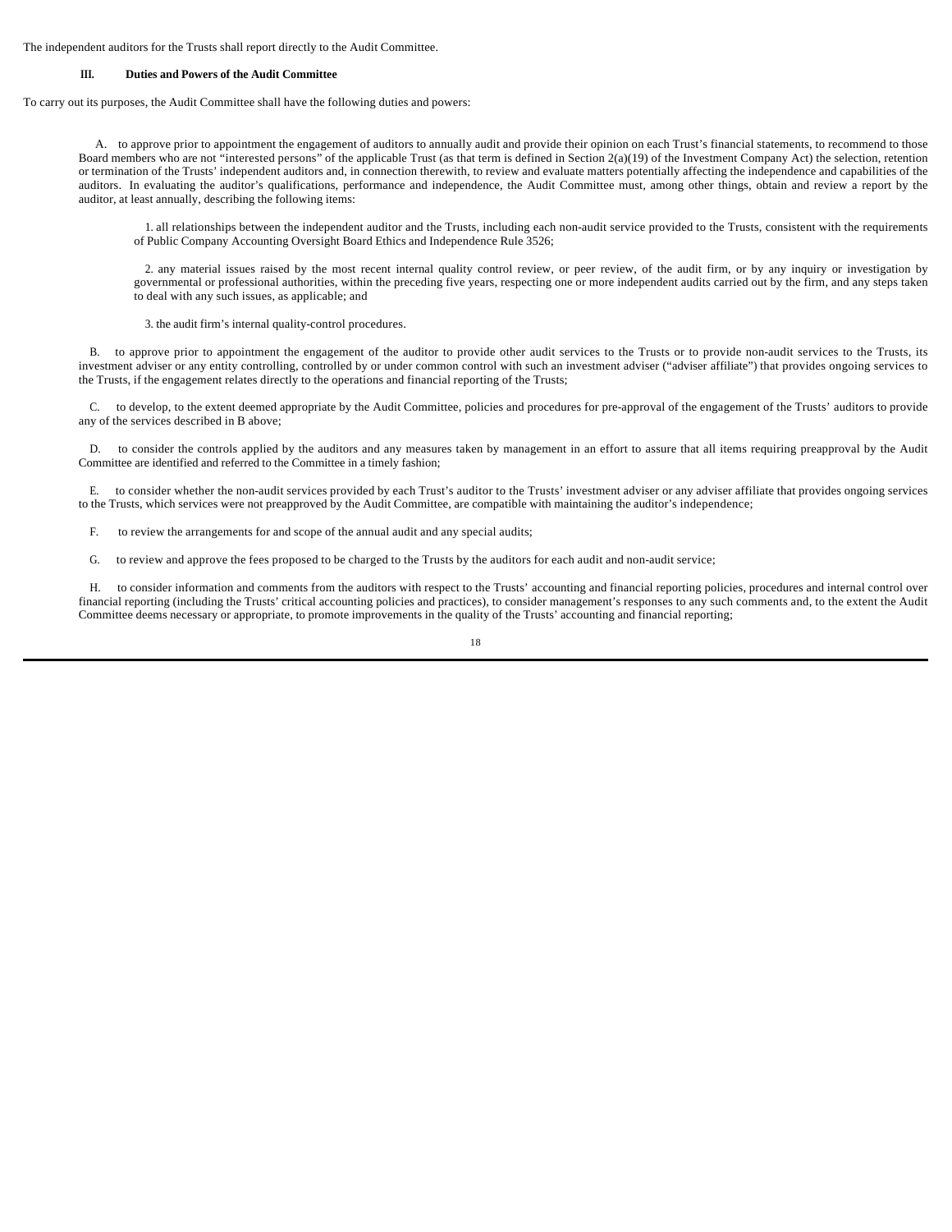The independent auditors for the Trusts shall report directly to the Audit Committee.

### III. Duties and Powers of the Audit Committee

To carry out its purposes, the Audit Committee shall have the following duties and powers:

A. to approve prior to appointment the engagement of auditors to annually audit and provide their opinion on each Trust's financial statements, to recommend to those Board members who are not "interested persons" of the applicable Trust (as that term is defined in Section 2(a)(19) of the Investment Company Act) the selection, retention or termination of the Trusts' independent auditors and, in connection therewith, to review and evaluate matters potentially affecting the independence and capabilities of the auditors. In evaluating the auditor's qualifications, performance and independence, the Audit Committee must, among other things, obtain and review a report by the auditor, at least annually, describing the following items:

1. all relationships between the independent auditor and the Trusts, including each non-audit service provided to the Trusts, consistent with the requirements of Public Company Accounting Oversight Board Ethics and Independence Rule 3526;

2. any material issues raised by the most recent internal quality control review, or peer review, of the audit firm, or by any inquiry or investigation by governmental or professional authorities, within the preceding five years, respecting one or more independent audits carried out by the firm, and any steps taken to deal with any such issues, as applicable; and

3. the audit firm's internal quality-control procedures.

B. to approve prior to appointment the engagement of the auditor to provide other audit services to the Trusts or to provide non-audit services to the Trusts, its investment adviser or any entity controlling, controlled by or under common control with such an investment adviser ("adviser affiliate") that provides ongoing services to the Trusts, if the engagement relates directly to the operations and financial reporting of the Trusts;

C. to develop, to the extent deemed appropriate by the Audit Committee, policies and procedures for pre-approval of the engagement of the Trusts' auditors to provide any of the services described in B above;

D. to consider the controls applied by the auditors and any measures taken by management in an effort to assure that all items requiring preapproval by the Audit Committee are identified and referred to the Committee in a timely fashion;

E. to consider whether the non-audit services provided by each Trust's auditor to the Trusts' investment adviser or any adviser affiliate that provides ongoing services to the Trusts, which services were not preapproved by the Audit Committee, are compatible with maintaining the auditor's independence;

F. to review the arrangements for and scope of the annual audit and any special audits;

G. to review and approve the fees proposed to be charged to the Trusts by the auditors for each audit and non-audit service;

H. to consider information and comments from the auditors with respect to the Trusts' accounting and financial reporting policies, procedures and internal control over financial reporting (including the Trusts' critical accounting policies and practices), to consider management's responses to any such comments and, to the extent the Audit Committee deems necessary or appropriate, to promote improvements in the quality of the Trusts' accounting and financial reporting;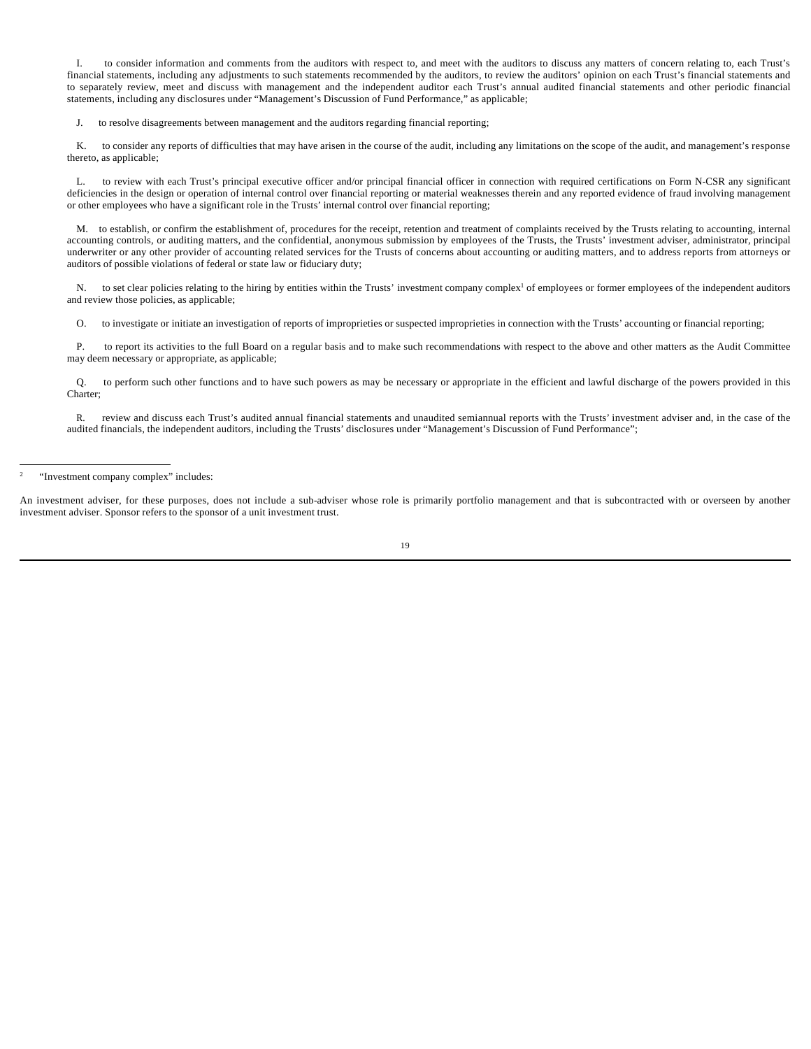I. to consider information and comments from the auditors with respect to, and meet with the auditors to discuss any matters of concern relating to, each Trust's financial statements, including any adjustments to such statements recommended by the auditors, to review the auditors' opinion on each Trust's financial statements and to separately review, meet and discuss with management and the independent auditor each Trust's annual audited financial statements and other periodic financial statements, including any disclosures under "Management's Discussion of Fund Performance," as applicable;

J. to resolve disagreements between management and the auditors regarding financial reporting;

K. to consider any reports of difficulties that may have arisen in the course of the audit, including any limitations on the scope of the audit, and management's response thereto, as applicable;

L. to review with each Trust's principal executive officer and/or principal financial officer in connection with required certifications on Form N-CSR any significant deficiencies in the design or operation of internal control over financial reporting or material weaknesses therein and any reported evidence of fraud involving management or other employees who have a significant role in the Trusts' internal control over financial reporting;

M. to establish, or confirm the establishment of, procedures for the receipt, retention and treatment of complaints received by the Trusts relating to accounting, internal accounting controls, or auditing matters, and the confidential, anonymous submission by employees of the Trusts, the Trusts' investment adviser, administrator, principal underwriter or any other provider of accounting related services for the Trusts of concerns about accounting or auditing matters, and to address reports from attorneys or auditors of possible violations of federal or state law or fiduciary duty;

N. to set clear policies relating to the hiring by entities within the Trusts' investment company complex[1] of employees or former employees of the independent auditors and review those policies, as applicable;

O. to investigate or initiate an investigation of reports of improprieties or suspected improprieties in connection with the Trusts' accounting or financial reporting;

P. to report its activities to the full Board on a regular basis and to make such recommendations with respect to the above and other matters as the Audit Committee may deem necessary or appropriate, as applicable;

Q. to perform such other functions and to have such powers as may be necessary or appropriate in the efficient and lawful discharge of the powers provided in this Charter;

R. review and discuss each Trust's audited annual financial statements and unaudited semiannual reports with the Trusts' investment adviser and, in the case of the audited financials, the independent auditors, including the Trusts' disclosures under "Management's Discussion of Fund Performance";

---

[2] "Investment company complex" includes:

An investment adviser, for these purposes, does not include a sub-adviser whose role is primarily portfolio management and that is subcontracted with or overseen by another investment adviser. Sponsor refers to the sponsor of a unit investment trust.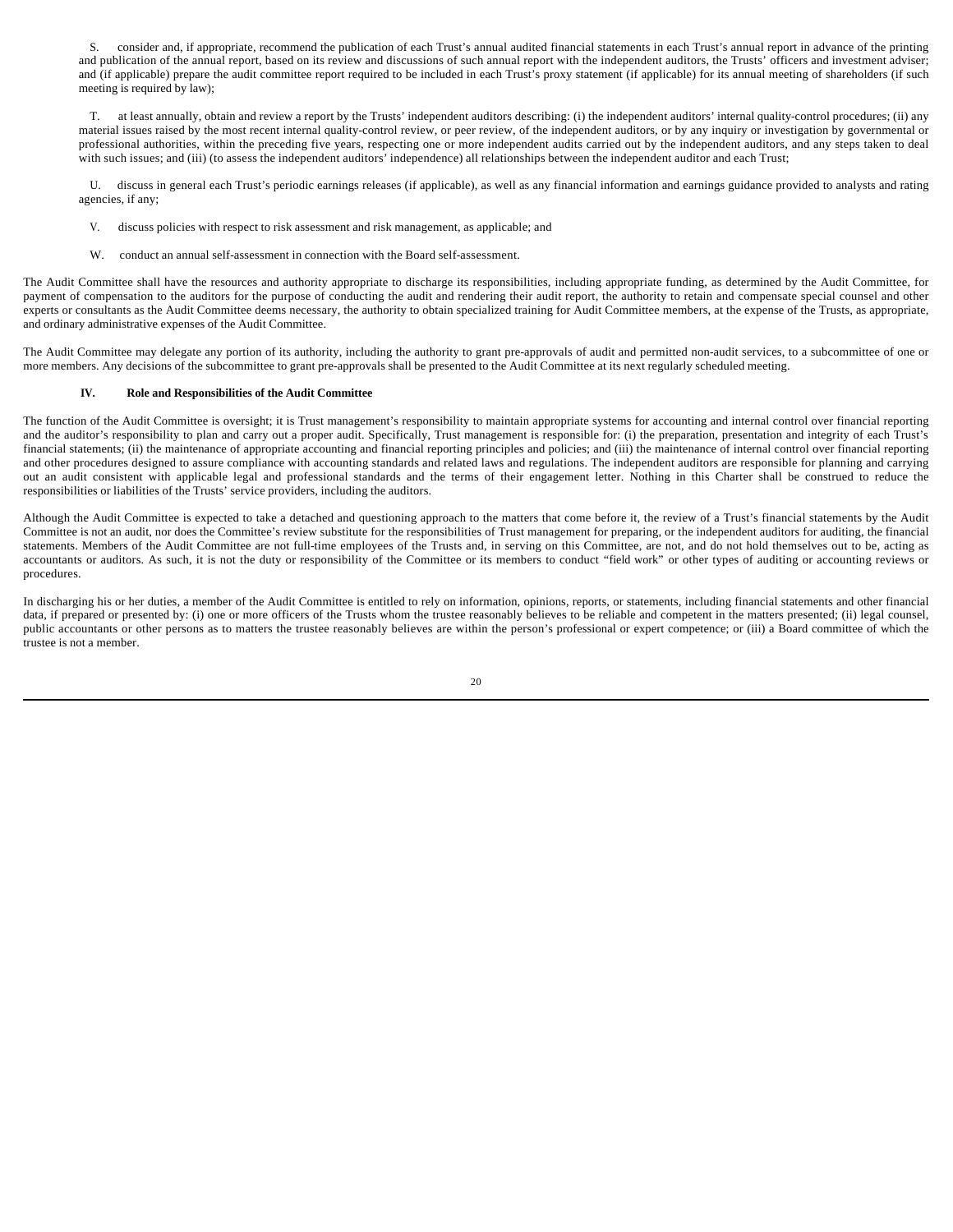S. consider and, if appropriate, recommend the publication of each Trust's annual audited financial statements in each Trust's annual report in advance of the printing and publication of the annual report, based on its review and discussions of such annual report with the independent auditors, the Trusts' officers and investment adviser; and (if applicable) prepare the audit committee report required to be included in each Trust's proxy statement (if applicable) for its annual meeting of shareholders (if such meeting is required by law);

T. at least annually, obtain and review a report by the Trusts' independent auditors describing: (i) the independent auditors' internal quality-control procedures; (ii) any material issues raised by the most recent internal quality-control review, or peer review, of the independent auditors, or by any inquiry or investigation by governmental or professional authorities, within the preceding five years, respecting one or more independent audits carried out by the independent auditors, and any steps taken to deal with such issues; and (iii) (to assess the independent auditors' independence) all relationships between the independent auditor and each Trust;

U. discuss in general each Trust's periodic earnings releases (if applicable), as well as any financial information and earnings guidance provided to analysts and rating agencies, if any;

V. discuss policies with respect to risk assessment and risk management, as applicable; and

W. conduct an annual self-assessment in connection with the Board self-assessment.

The Audit Committee shall have the resources and authority appropriate to discharge its responsibilities, including appropriate funding, as determined by the Audit Committee, for payment of compensation to the auditors for the purpose of conducting the audit and rendering their audit report, the authority to retain and compensate special counsel and other experts or consultants as the Audit Committee deems necessary, the authority to obtain specialized training for Audit Committee members, at the expense of the Trusts, as appropriate, and ordinary administrative expenses of the Audit Committee.

The Audit Committee may delegate any portion of its authority, including the authority to grant pre-approvals of audit and permitted non-audit services, to a subcommittee of one or more members. Any decisions of the subcommittee to grant pre-approvals shall be presented to the Audit Committee at its next regularly scheduled meeting.

**IV. Role and Responsibilities of the Audit Committee**

The function of the Audit Committee is oversight; it is Trust management's responsibility to maintain appropriate systems for accounting and internal control over financial reporting and the auditor's responsibility to plan and carry out a proper audit. Specifically, Trust management is responsible for: (i) the preparation, presentation and integrity of each Trust's financial statements; (ii) the maintenance of appropriate accounting and financial reporting principles and policies; and (iii) the maintenance of internal control over financial reporting and other procedures designed to assure compliance with accounting standards and related laws and regulations. The independent auditors are responsible for planning and carrying out an audit consistent with applicable legal and professional standards and the terms of their engagement letter. Nothing in this Charter shall be construed to reduce the responsibilities or liabilities of the Trusts' service providers, including the auditors.

Although the Audit Committee is expected to take a detached and questioning approach to the matters that come before it, the review of a Trust's financial statements by the Audit Committee is not an audit, nor does the Committee's review substitute for the responsibilities of Trust management for preparing, or the independent auditors for auditing, the financial statements. Members of the Audit Committee are not full-time employees of the Trusts and, in serving on this Committee, are not, and do not hold themselves out to be, acting as accountants or auditors. As such, it is not the duty or responsibility of the Committee or its members to conduct "field work" or other types of auditing or accounting reviews or procedures.

In discharging his or her duties, a member of the Audit Committee is entitled to rely on information, opinions, reports, or statements, including financial statements and other financial data, if prepared or presented by: (i) one or more officers of the Trusts whom the trustee reasonably believes to be reliable and competent in the matters presented; (ii) legal counsel, public accountants or other persons as to matters the trustee reasonably believes are within the person's professional or expert competence; or (iii) a Board committee of which the trustee is not a member.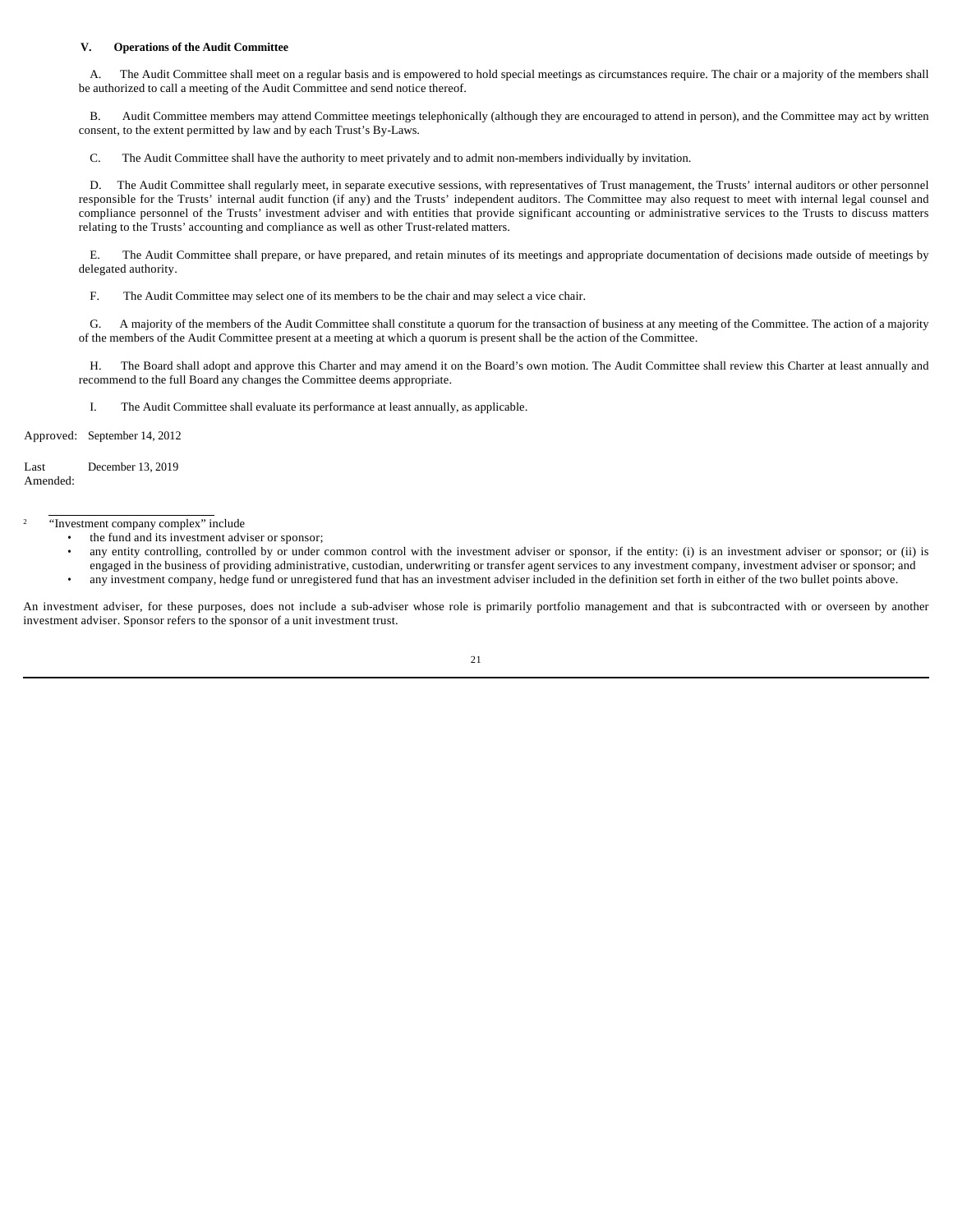### V. Operations of the Audit Committee

A. The Audit Committee shall meet on a regular basis and is empowered to hold special meetings as circumstances require. The chair or a majority of the members shall be authorized to call a meeting of the Audit Committee and send notice thereof.

B. Audit Committee members may attend Committee meetings telephonically (although they are encouraged to attend in person), and the Committee may act by written consent, to the extent permitted by law and by each Trust's By-Laws.

C. The Audit Committee shall have the authority to meet privately and to admit non-members individually by invitation.

D. The Audit Committee shall regularly meet, in separate executive sessions, with representatives of Trust management, the Trusts' internal auditors or other personnel responsible for the Trusts' internal audit function (if any) and the Trusts' independent auditors. The Committee may also request to meet with internal legal counsel and compliance personnel of the Trusts' investment adviser and with entities that provide significant accounting or administrative services to the Trusts to discuss matters relating to the Trusts' accounting and compliance as well as other Trust-related matters.

E. The Audit Committee shall prepare, or have prepared, and retain minutes of its meetings and appropriate documentation of decisions made outside of meetings by delegated authority.

F. The Audit Committee may select one of its members to be the chair and may select a vice chair.

G. A majority of the members of the Audit Committee shall constitute a quorum for the transaction of business at any meeting of the Committee. The action of a majority of the members of the Audit Committee present at a meeting at which a quorum is present shall be the action of the Committee.

H. The Board shall adopt and approve this Charter and may amend it on the Board's own motion. The Audit Committee shall review this Charter at least annually and recommend to the full Board any changes the Committee deems appropriate.

I. The Audit Committee shall evaluate its performance at least annually, as applicable.

Approved: September 14, 2012

Last Amended: December 13, 2019

---

[2] "Investment company complex" include

- the fund and its investment adviser or sponsor;
- any entity controlling, controlled by or under common control with the investment adviser or sponsor, if the entity: (i) is an investment adviser or sponsor; or (ii) is engaged in the business of providing administrative, custodian, underwriting or transfer agent services to any investment company, investment adviser or sponsor; and
- any investment company, hedge fund or unregistered fund that has an investment adviser included in the definition set forth in either of the two bullet points above.

An investment adviser, for these purposes, does not include a sub-adviser whose role is primarily portfolio management and that is subcontracted with or overseen by another investment adviser. Sponsor refers to the sponsor of a unit investment trust.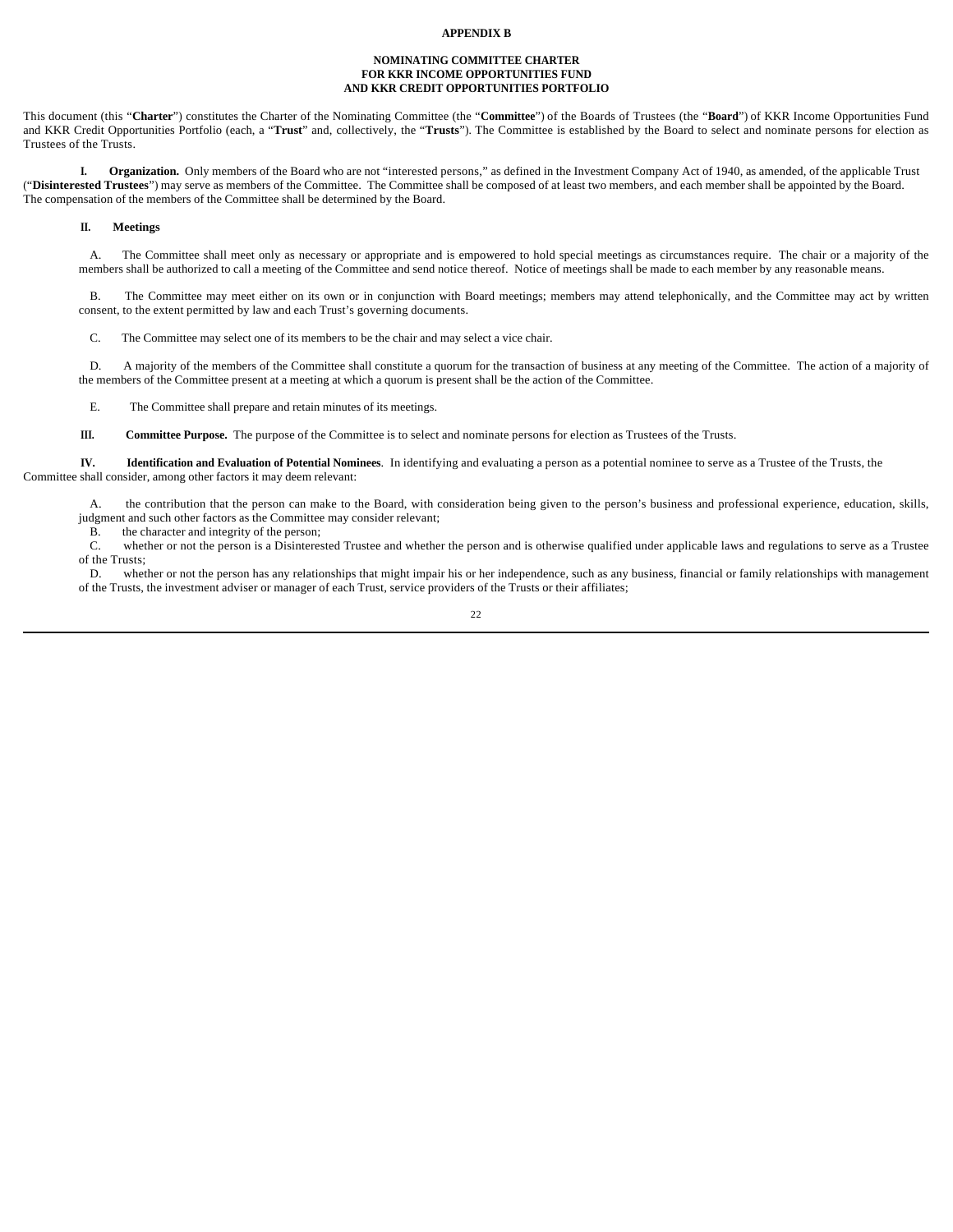# APPENDIX B

## NOMINATING COMMITTEE CHARTER FOR KKR INCOME OPPORTUNITIES FUND AND KKR CREDIT OPPORTUNITIES PORTFOLIO

This document (this "**Charter**") constitutes the Charter of the Nominating Committee (the "**Committee**") of the Boards of Trustees (the "**Board**") of KKR Income Opportunities Fund and KKR Credit Opportunities Portfolio (each, a "**Trust**" and, collectively, the "**Trusts**"). The Committee is established by the Board to select and nominate persons for election as Trustees of the Trusts.

**I. Organization.** Only members of the Board who are not "interested persons," as defined in the Investment Company Act of 1940, as amended, of the applicable Trust ("**Disinterested Trustees**") may serve as members of the Committee. The Committee shall be composed of at least two members, and each member shall be appointed by the Board. The compensation of the members of the Committee shall be determined by the Board.

**II. Meetings**

A. The Committee shall meet only as necessary or appropriate and is empowered to hold special meetings as circumstances require. The chair or a majority of the members shall be authorized to call a meeting of the Committee and send notice thereof. Notice of meetings shall be made to each member by any reasonable means.

B. The Committee may meet either on its own or in conjunction with Board meetings; members may attend telephonically, and the Committee may act by written consent, to the extent permitted by law and each Trust's governing documents.

C. The Committee may select one of its members to be the chair and may select a vice chair.

D. A majority of the members of the Committee shall constitute a quorum for the transaction of business at any meeting of the Committee. The action of a majority of the members of the Committee present at a meeting at which a quorum is present shall be the action of the Committee.

E. The Committee shall prepare and retain minutes of its meetings.

**III. Committee Purpose.** The purpose of the Committee is to select and nominate persons for election as Trustees of the Trusts.

**IV. Identification and Evaluation of Potential Nominees**. In identifying and evaluating a person as a potential nominee to serve as a Trustee of the Trusts, the Committee shall consider, among other factors it may deem relevant:

A. the contribution that the person can make to the Board, with consideration being given to the person's business and professional experience, education, skills, judgment and such other factors as the Committee may consider relevant;

B. the character and integrity of the person;

C. whether or not the person is a Disinterested Trustee and whether the person and is otherwise qualified under applicable laws and regulations to serve as a Trustee of the Trusts;

D. whether or not the person has any relationships that might impair his or her independence, such as any business, financial or family relationships with management of the Trusts, the investment adviser or manager of each Trust, service providers of the Trusts or their affiliates;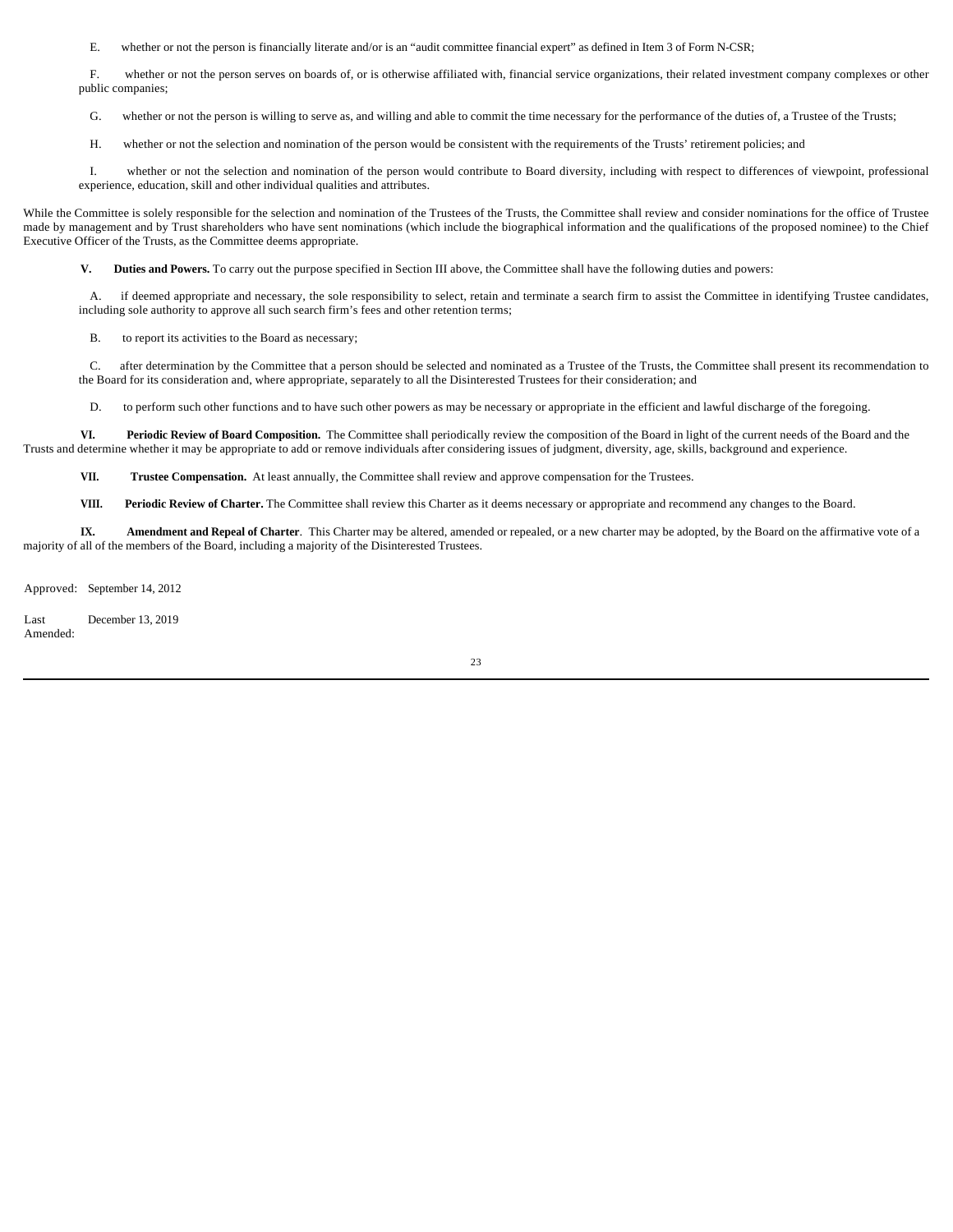E. whether or not the person is financially literate and/or is an "audit committee financial expert" as defined in Item 3 of Form N-CSR;

F. whether or not the person serves on boards of, or is otherwise affiliated with, financial service organizations, their related investment company complexes or other public companies;

G. whether or not the person is willing to serve as, and willing and able to commit the time necessary for the performance of the duties of, a Trustee of the Trusts;

H. whether or not the selection and nomination of the person would be consistent with the requirements of the Trusts' retirement policies; and

I. whether or not the selection and nomination of the person would contribute to Board diversity, including with respect to differences of viewpoint, professional experience, education, skill and other individual qualities and attributes.

While the Committee is solely responsible for the selection and nomination of the Trustees of the Trusts, the Committee shall review and consider nominations for the office of Trustee made by management and by Trust shareholders who have sent nominations (which include the biographical information and the qualifications of the proposed nominee) to the Chief Executive Officer of the Trusts, as the Committee deems appropriate.

**V. Duties and Powers.** To carry out the purpose specified in Section III above, the Committee shall have the following duties and powers:

A. if deemed appropriate and necessary, the sole responsibility to select, retain and terminate a search firm to assist the Committee in identifying Trustee candidates, including sole authority to approve all such search firm's fees and other retention terms;

B. to report its activities to the Board as necessary;

C. after determination by the Committee that a person should be selected and nominated as a Trustee of the Trusts, the Committee shall present its recommendation to the Board for its consideration and, where appropriate, separately to all the Disinterested Trustees for their consideration; and

D. to perform such other functions and to have such other powers as may be necessary or appropriate in the efficient and lawful discharge of the foregoing.

**VI. Periodic Review of Board Composition.** The Committee shall periodically review the composition of the Board in light of the current needs of the Board and the Trusts and determine whether it may be appropriate to add or remove individuals after considering issues of judgment, diversity, age, skills, background and experience.

**VII. Trustee Compensation.** At least annually, the Committee shall review and approve compensation for the Trustees.

**VIII. Periodic Review of Charter.** The Committee shall review this Charter as it deems necessary or appropriate and recommend any changes to the Board.

**IX. Amendment and Repeal of Charter**. This Charter may be altered, amended or repealed, or a new charter may be adopted, by the Board on the affirmative vote of a majority of all of the members of the Board, including a majority of the Disinterested Trustees.

Approved: September 14, 2012

Last Amended: December 13, 2019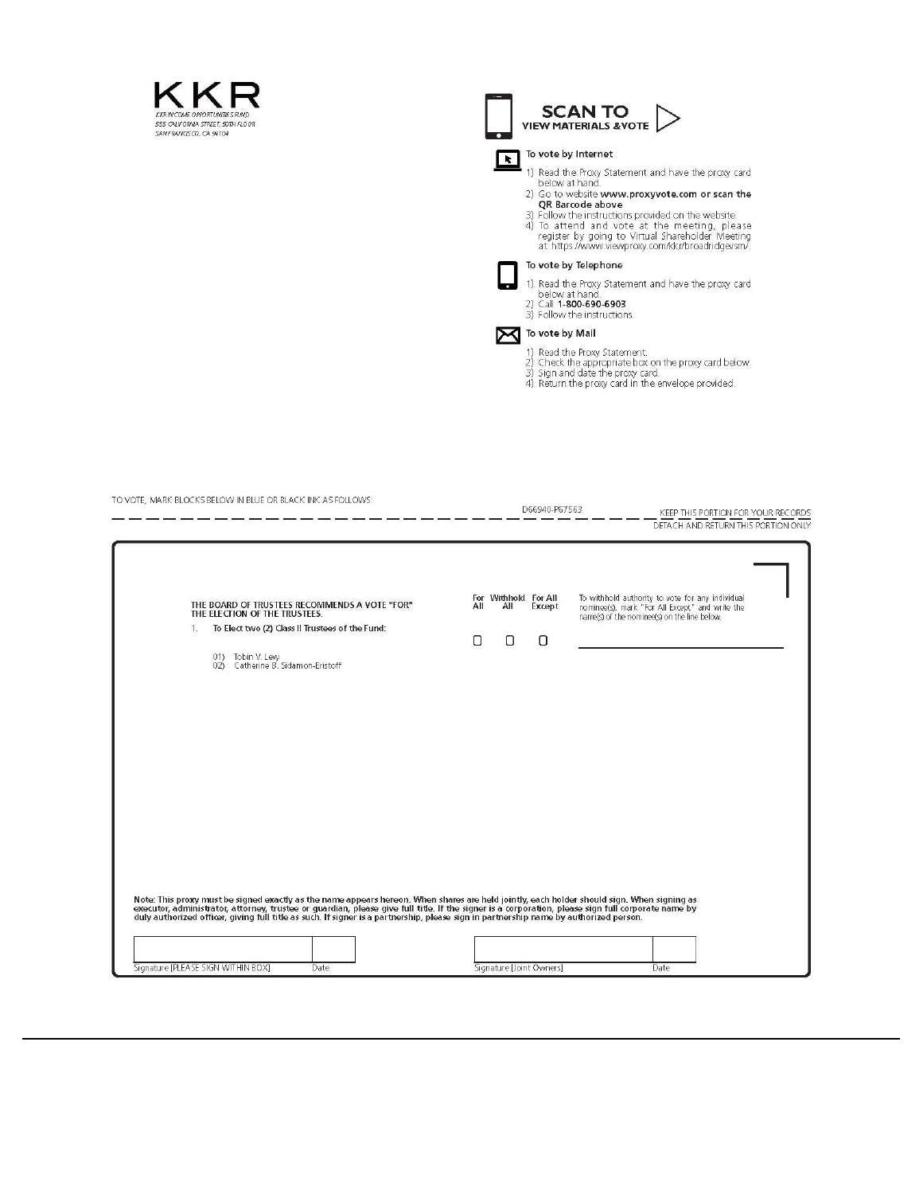KKR

KKR INCOME OPPORTUNITIES FUND
555 CALIFORNIA STREET, 50TH FLOOR
SAN FRANCISCO, CA 94104

**SCAN TO VIEW MATERIALS & VOTE**

**To vote by Internet**

1) Read the Proxy Statement and have the proxy card below at hand.
2) Go to website **www.proxyvote.com or scan the QR Barcode above**
3) Follow the instructions provided on the website.
4) To attend and vote at the meeting, please register by going to Virtual Shareholder Meeting at: https://www.viewproxy.com/kkr/broadridgevsm/.

**To vote by Telephone**

1) Read the Proxy Statement and have the proxy card below at hand.
2) Call **1-800-690-6903**
3) Follow the instructions

**To vote by Mail**

1) Read the Proxy Statement.
2) Check the appropriate box on the proxy card below.
3) Sign and date the proxy card.
4) Return the proxy card in the envelope provided.

TO VOTE, MARK BLOCKS BELOW IN BLUE OR BLACK INK AS FOLLOWS:

D66940-P67563

KEEP THIS PORTION FOR YOUR RECORDS

DETACH AND RETURN THIS PORTION ONLY

---

**THE BOARD OF TRUSTEES RECOMMENDS A VOTE "FOR" THE ELECTION OF THE TRUSTEES.**

| | For All | Withhold All | For All Except | To withhold authority to vote for any individual nominee(s), mark "For All Except" and write the name(s) of the nominee(s) on the line below. |
|---|---|---|---|---|
| 1. To Elect two (2) Class II Trustees of the Fund: | ☐ | ☐ | ☐ | \_\_\_\_\_\_\_\_\_\_\_\_\_\_\_\_\_\_\_\_ |

01) Tobin V. Levy
02) Catherine B. Sidamon-Eristoff

**Note: This proxy must be signed exactly as the name appears hereon. When shares are held jointly, each holder should sign. When signing as executor, administrator, attorney, trustee or guardian, please give full title. If the signer is a corporation, please sign full corporate name by duly authorized officer, giving full title as such. If signer is a partnership, please sign in partnership name by authorized person.**

| Signature [PLEASE SIGN WITHIN BOX] | Date | Signature (Joint Owners) | Date |
|---|---|---|---|
| | | | |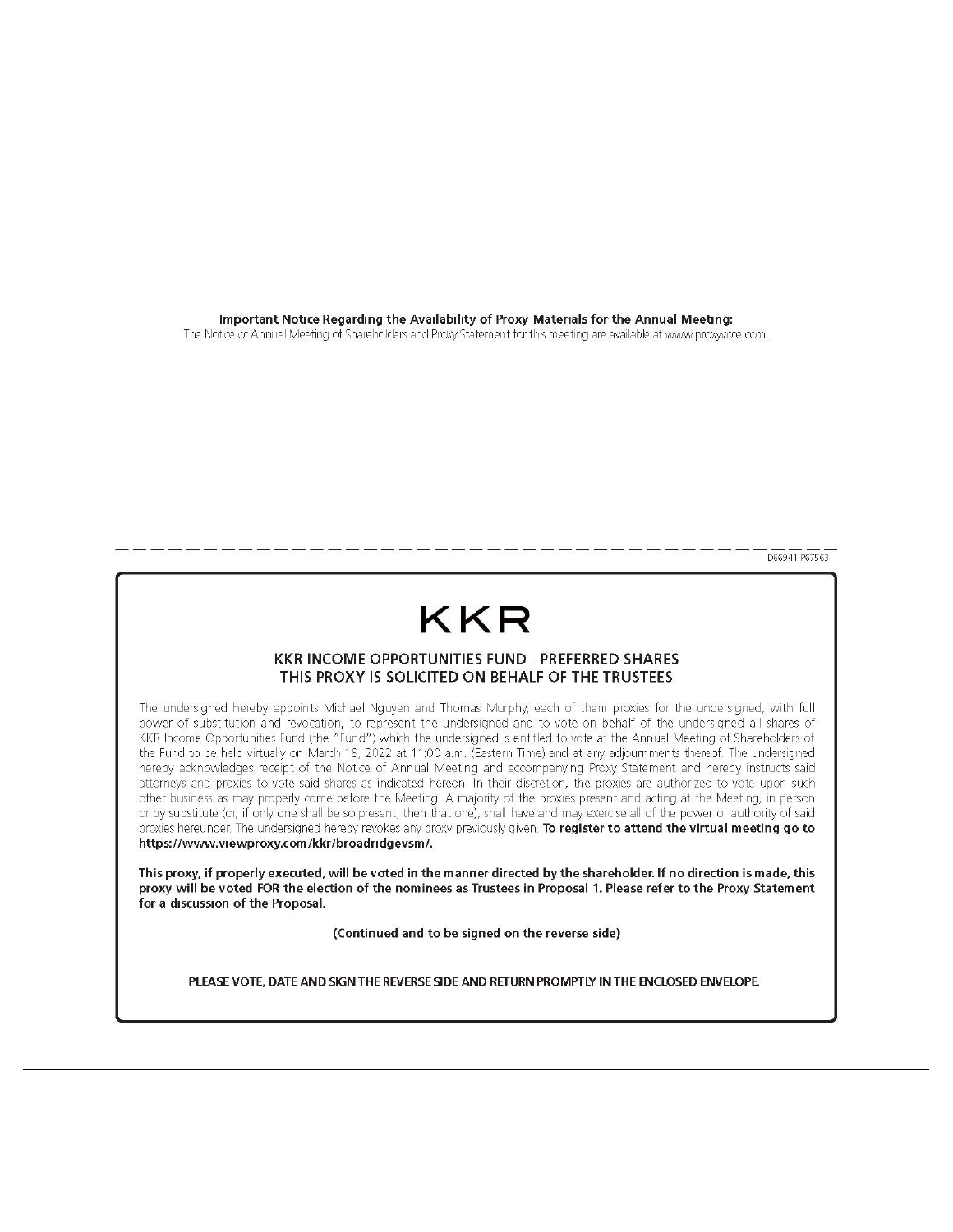**Important Notice Regarding the Availability of Proxy Materials for the Annual Meeting:**
The Notice of Annual Meeting of Shareholders and Proxy Statement for this meeting are available at www.proxyvote.com.

D66941-P67563

# KKR

## KKR INCOME OPPORTUNITIES FUND - PREFERRED SHARES
## THIS PROXY IS SOLICITED ON BEHALF OF THE TRUSTEES

The undersigned hereby appoints Michael Nguyen and Thomas Murphy, each of them proxies for the undersigned, with full power of substitution and revocation, to represent the undersigned and to vote on behalf of the undersigned all shares of KKR Income Opportunities Fund (the "Fund") which the undersigned is entitled to vote at the Annual Meeting of Shareholders of the Fund to be held virtually on March 18, 2022 at 11:00 a.m. (Eastern Time) and at any adjournments thereof. The undersigned hereby acknowledges receipt of the Notice of Annual Meeting and accompanying Proxy Statement and hereby instructs said attorneys and proxies to vote said shares as indicated hereon. In their discretion, the proxies are authorized to vote upon such other business as may properly come before the Meeting. A majority of the proxies present and acting at the Meeting, in person or by substitute (or, if only one shall be so present, then that one), shall have and may exercise all of the power or authority of said proxies hereunder. The undersigned hereby revokes any proxy previously given. **To register to attend the virtual meeting go to https://www.viewproxy.com/kkr/broadridgevsm/.**

**This proxy, if properly executed, will be voted in the manner directed by the shareholder. If no direction is made, this proxy will be voted FOR the election of the nominees as Trustees in Proposal 1. Please refer to the Proxy Statement for a discussion of the Proposal.**

**(Continued and to be signed on the reverse side)**

**PLEASE VOTE, DATE AND SIGN THE REVERSE SIDE AND RETURN PROMPTLY IN THE ENCLOSED ENVELOPE.**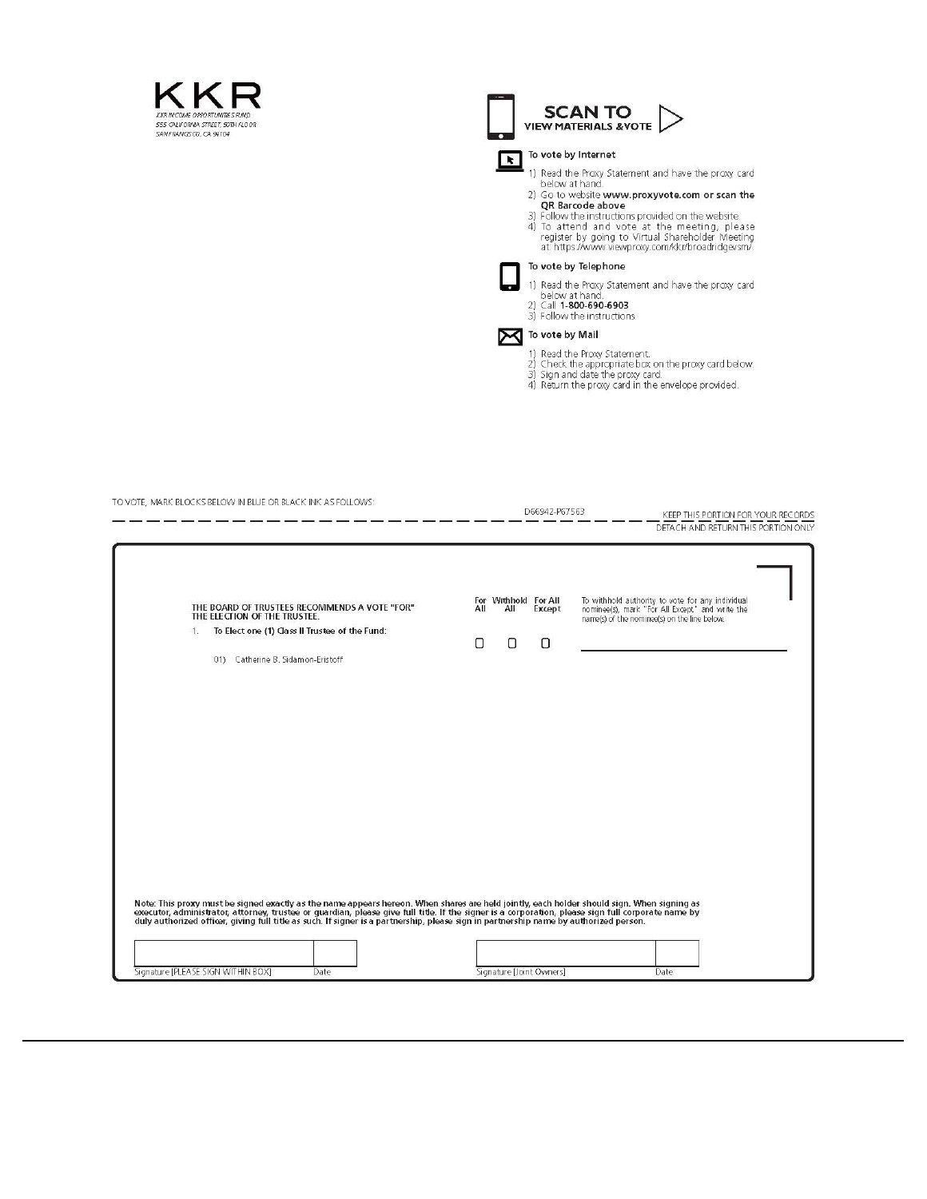KKR

KKR INCOME OPPORTUNITIES FUND
555 CALIFORNIA STREET, 50TH FLOOR
SAN FRANCISCO, CA 94104

**SCAN TO VIEW MATERIALS & VOTE**

**To vote by Internet**

1) Read the Proxy Statement and have the proxy card below at hand.
2) Go to website **www.proxyvote.com or scan the QR Barcode above**
3) Follow the instructions provided on the website.
4) To attend and vote at the meeting, please register by going to Virtual Shareholder Meeting at: https://www.viewproxy.com/kkr/broadridgevsm/.

**To vote by Telephone**

1) Read the Proxy Statement and have the proxy card below at hand.
2) Call **1-800-690-6903**
3) Follow the instructions

**To vote by Mail**

1) Read the Proxy Statement.
2) Check the appropriate box on the proxy card below.
3) Sign and date the proxy card.
4) Return the proxy card in the envelope provided.

TO VOTE, MARK BLOCKS BELOW IN BLUE OR BLACK INK AS FOLLOWS:

D66942-P67563

KEEP THIS PORTION FOR YOUR RECORDS

DETACH AND RETURN THIS PORTION ONLY

---

THE BOARD OF TRUSTEES RECOMMENDS A VOTE "FOR" THE ELECTION OF THE TRUSTEE.

1. To Elect one (1) Class II Trustee of the Fund:

   01) Catherine B. Sidamon-Eristoff

| For All | Withhold All | For All Except |
|---|---|---|
| ☐ | ☐ | ☐ |

To withhold authority to vote for any individual nominee(s), mark "For All Except" and write the name(s) of the nominee(s) on the line below.

\_\_\_\_\_\_\_\_\_\_\_\_\_\_\_\_\_\_\_\_\_\_\_\_\_\_\_\_\_\_

**Note: This proxy must be signed exactly as the name appears hereon. When shares are held jointly, each holder should sign. When signing as executor, administrator, attorney, trustee or guardian, please give full title. If the signer is a corporation, please sign full corporate name by duly authorized officer, giving full title as such. If signer is a partnership, please sign in partnership name by authorized person.**

Signature [PLEASE SIGN WITHIN BOX] &nbsp;&nbsp;&nbsp; Date

Signature [Joint Owners] &nbsp;&nbsp;&nbsp; Date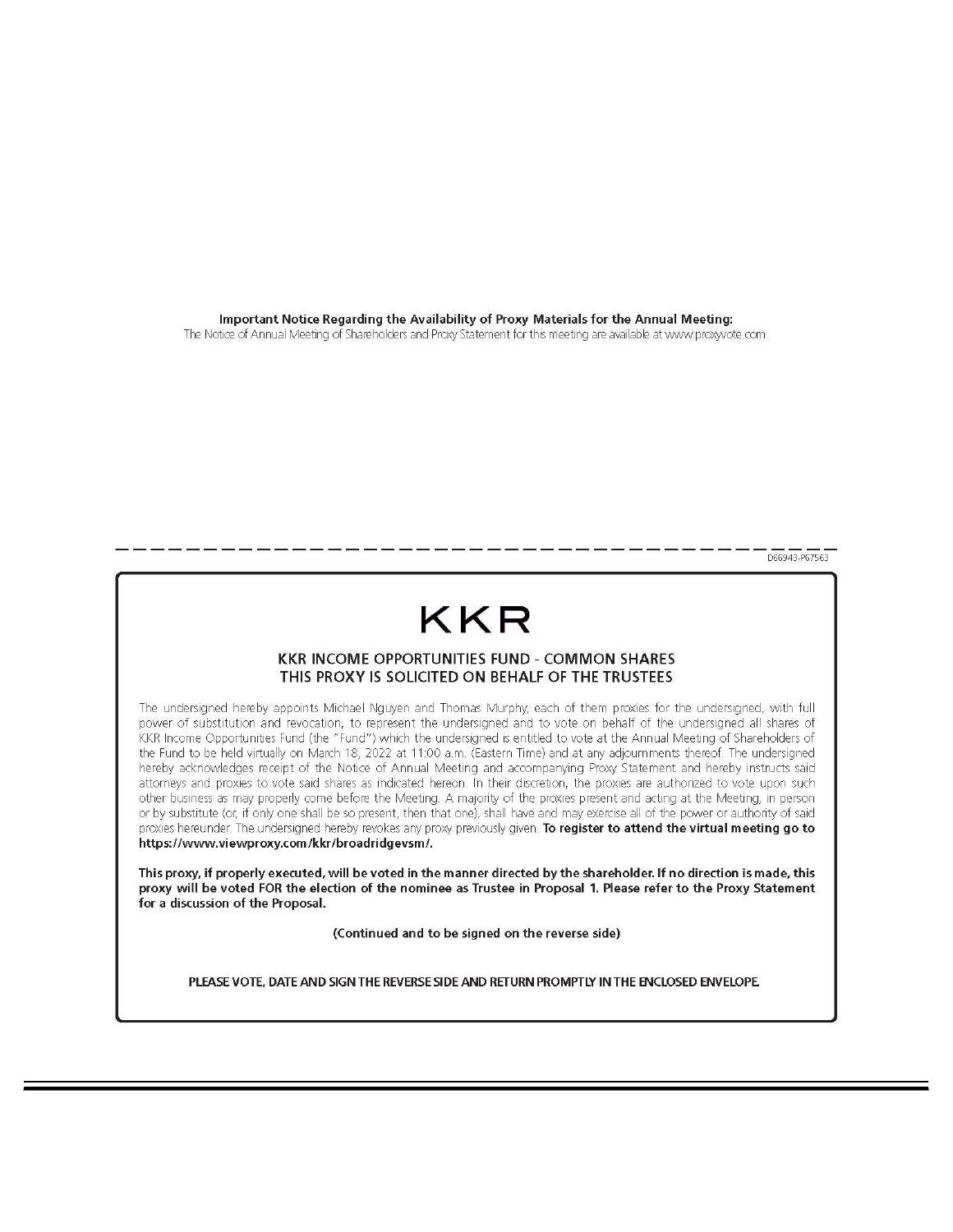**Important Notice Regarding the Availability of Proxy Materials for the Annual Meeting:**
The Notice of Annual Meeting of Shareholders and Proxy Statement for this meeting are available at www.proxyvote.com.

D66943-P67563

# KKR

## KKR INCOME OPPORTUNITIES FUND - COMMON SHARES
## THIS PROXY IS SOLICITED ON BEHALF OF THE TRUSTEES

The undersigned hereby appoints Michael Nguyen and Thomas Murphy, each of them proxies for the undersigned, with full power of substitution and revocation, to represent the undersigned and to vote on behalf of the undersigned all shares of KKR Income Opportunities Fund (the "Fund") which the undersigned is entitled to vote at the Annual Meeting of Shareholders of the Fund to be held virtually on March 18, 2022 at 11:00 a.m. (Eastern Time) and at any adjournments thereof. The undersigned hereby acknowledges receipt of the Notice of Annual Meeting and accompanying Proxy Statement and hereby instructs said attorneys and proxies to vote said shares as indicated hereon. In their discretion, the proxies are authorized to vote upon such other business as may properly come before the Meeting. A majority of the proxies present and acting at the Meeting, in person or by substitute (or, if only one shall be so present, then that one), shall have and may exercise all of the power or authority of said proxies hereunder. The undersigned hereby revokes any proxy previously given. **To register to attend the virtual meeting go to https://www.viewproxy.com/kkr/broadridgevsm/.**

**This proxy, if properly executed, will be voted in the manner directed by the shareholder. If no direction is made, this proxy will be voted FOR the election of the nominee as Trustee in Proposal 1. Please refer to the Proxy Statement for a discussion of the Proposal.**

**(Continued and to be signed on the reverse side)**

**PLEASE VOTE, DATE AND SIGN THE REVERSE SIDE AND RETURN PROMPTLY IN THE ENCLOSED ENVELOPE.**